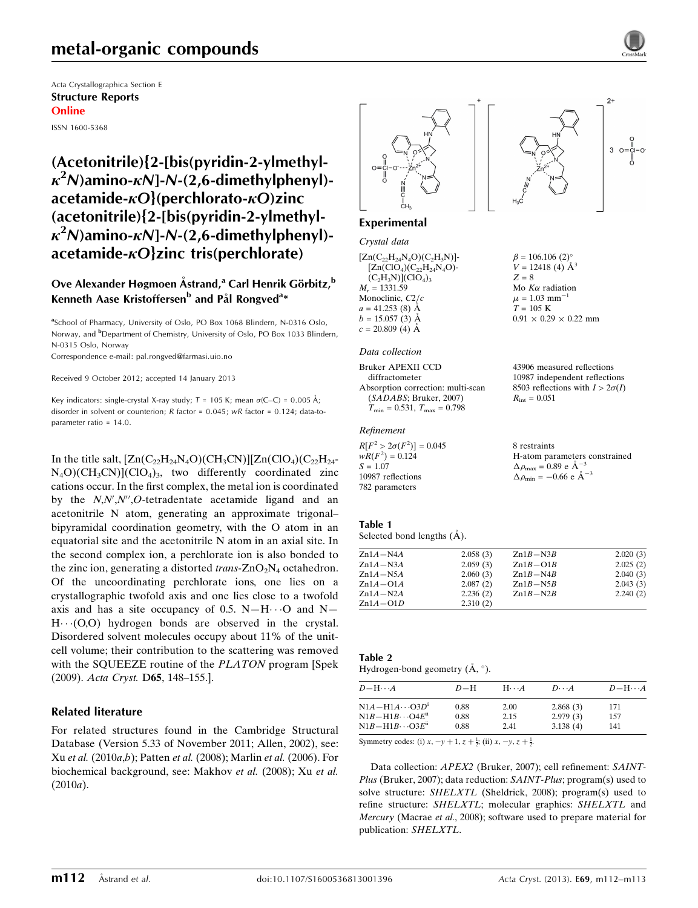Acta Crystallographica Section E
**Structure Reports Online**
ISSN 1600-5368

# (Acetonitrile){2-[bis(pyridin-2-ylmethyl-$\kappa^2N$)amino-$\kappa N$]-N-(2,6-dimethylphenyl)-acetamide-$\kappa O$}(perchlorato-$\kappa O$)zinc (acetonitrile){2-[bis(pyridin-2-ylmethyl-$\kappa^2N$)amino-$\kappa N$]-N-(2,6-dimethylphenyl)-acetamide-$\kappa O$}zinc tris(perchlorate)

**Ove Alexander Høgmoen Åstrand,[a] Carl Henrik Görbitz,[b] Kenneth Aase Kristoffersen[b] and Pål Rongved[a]***

[a]School of Pharmacy, University of Oslo, PO Box 1068 Blindern, N-0316 Oslo, Norway, and [b]Department of Chemistry, University of Oslo, PO Box 1033 Blindern, N-0315 Oslo, Norway
Correspondence e-mail: pal.rongved@farmasi.uio.no

Received 9 October 2012; accepted 14 January 2013

Key indicators: single-crystal X-ray study; $T$ = 105 K; mean $\sigma$(C–C) = 0.005 Å; disorder in solvent or counterion; $R$ factor = 0.045; $wR$ factor = 0.124; data-to-parameter ratio = 14.0.

In the title salt, $[Zn(C_{22}H_{24}N_4O)(CH_3CN)][Zn(ClO_4)(C_{22}H_{24}N_4O)(CH_3CN)](ClO_4)_3$, two differently coordinated zinc cations occur. In the first complex, the metal ion is coordinated by the $N,N',N'',O$-tetradentate acetamide ligand and an acetonitrile N atom, generating an approximate trigonal–bipyramidal coordination geometry, with the O atom in an equatorial site and the acetonitrile N atom in an axial site. In the second complex ion, a perchlorate ion is also bonded to the zinc ion, generating a distorted *trans*-$ZnO_2N_4$ octahedron. Of the uncoordinating perchlorate ions, one lies on a crystallographic twofold axis and one lies close to a twofold axis and has a site occupancy of 0.5. N—H⋯O and N—H⋯(O,O) hydrogen bonds are observed in the crystal. Disordered solvent molecules occupy about 11% of the unit-cell volume; their contribution to the scattering was removed with the SQUEEZE routine of the *PLATON* program [Spek (2009). *Acta Cryst.* D**65**, 148–155.].

## Related literature

For related structures found in the Cambridge Structural Database (Version 5.33 of November 2011; Allen, 2002), see: Xu *et al.* (2010*a*,*b*); Patten *et al.* (2008); Marlin *et al.* (2006). For biochemical background, see: Makhov *et al.* (2008); Xu *et al.* (2010*a*).

## Experimental

### Crystal data

$[Zn(C_{22}H_{24}N_4O)(C_2H_3N)][Zn(ClO_4)(C_{22}H_{24}N_4O)(C_2H_3N)](ClO_4)_3$
$M_r$ = 1331.59
Monoclinic, $C2/c$
$a$ = 41.253 (8) Å
$b$ = 15.057 (3) Å
$c$ = 20.809 (4) Å
$\beta$ = 106.106 (2)°
$V$ = 12418 (4) Å$^3$
$Z$ = 8
Mo $K\alpha$ radiation
$\mu$ = 1.03 mm$^{-1}$
$T$ = 105 K
0.91 × 0.29 × 0.22 mm

### Data collection

Bruker APEXII CCD diffractometer
Absorption correction: multi-scan (*SADABS*; Bruker, 2007)
$T_{min}$ = 0.531, $T_{max}$ = 0.798
43906 measured reflections
10987 independent reflections
8503 reflections with $I > 2\sigma(I)$
$R_{int}$ = 0.051

### Refinement

$R[F^2 > 2\sigma(F^2)]$ = 0.045
$wR(F^2)$ = 0.124
$S$ = 1.07
10987 reflections
782 parameters
8 restraints
H-atom parameters constrained
$\Delta\rho_{max}$ = 0.89 e Å$^{-3}$
$\Delta\rho_{min}$ = −0.66 e Å$^{-3}$

**Table 1**
Selected bond lengths (Å).

| | | | |
|---|---|---|---|
| Zn1*A*—N4*A* | 2.058 (3) | Zn1*B*—N3*B* | 2.020 (3) |
| Zn1*A*—N3*A* | 2.059 (3) | Zn1*B*—O1*B* | 2.025 (2) |
| Zn1*A*—N5*A* | 2.060 (3) | Zn1*B*—N4*B* | 2.040 (3) |
| Zn1*A*—O1*A* | 2.087 (2) | Zn1*B*—N5*B* | 2.043 (3) |
| Zn1*A*—N2*A* | 2.236 (2) | Zn1*B*—N2*B* | 2.240 (2) |
| Zn1*A*—O1*D* | 2.310 (2) | | |

**Table 2**
Hydrogen-bond geometry (Å, °).

| $D$—H⋯$A$ | $D$—H | H⋯$A$ | $D$⋯$A$ | $D$—H⋯$A$ |
|---|---|---|---|---|
| N1*A*—H1*A*⋯O3*D*[i] | 0.88 | 2.00 | 2.868 (3) | 171 |
| N1*B*—H1*B*⋯O4*E*[ii] | 0.88 | 2.15 | 2.979 (3) | 157 |
| N1*B*—H1*B*⋯O3*E*[ii] | 0.88 | 2.41 | 3.138 (4) | 141 |

Symmetry codes: (i) $x, -y+1, z+\frac{1}{2}$; (ii) $x, -y, z+\frac{1}{2}$.

Data collection: *APEX2* (Bruker, 2007); cell refinement: *SAINT-Plus* (Bruker, 2007); data reduction: *SAINT-Plus*; program(s) used to solve structure: *SHELXTL* (Sheldrick, 2008); program(s) used to refine structure: *SHELXTL*; molecular graphics: *SHELXTL* and *Mercury* (Macrae *et al.*, 2008); software used to prepare material for publication: *SHELXTL*.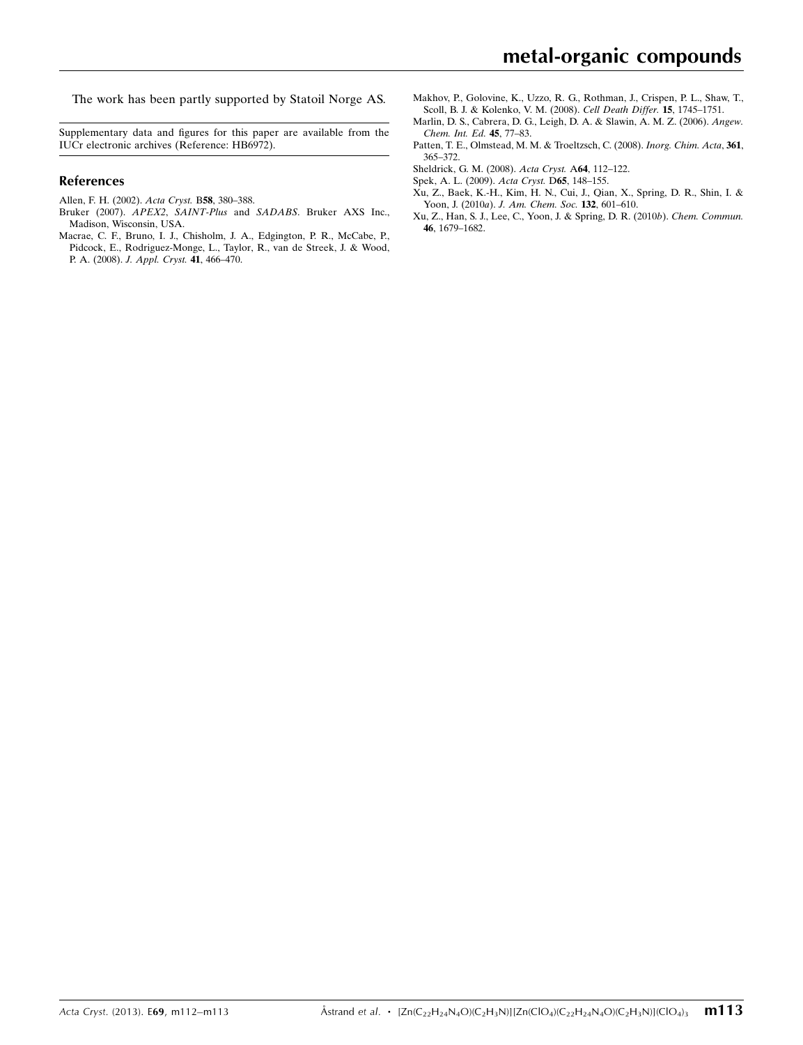The work has been partly supported by Statoil Norge AS.

Supplementary data and figures for this paper are available from the IUCr electronic archives (Reference: HB6972).

## References

Allen, F. H. (2002). *Acta Cryst.* B**58**, 380–388.

Bruker (2007). *APEX2*, *SAINT-Plus* and *SADABS*. Bruker AXS Inc., Madison, Wisconsin, USA.

Macrae, C. F., Bruno, I. J., Chisholm, J. A., Edgington, P. R., McCabe, P., Pidcock, E., Rodriguez-Monge, L., Taylor, R., van de Streek, J. & Wood, P. A. (2008). *J. Appl. Cryst.* **41**, 466–470.

Makhov, P., Golovine, K., Uzzo, R. G., Rothman, J., Crispen, P. L., Shaw, T., Scoll, B. J. & Kolenko, V. M. (2008). *Cell Death Differ.* **15**, 1745–1751.

Marlin, D. S., Cabrera, D. G., Leigh, D. A. & Slawin, A. M. Z. (2006). *Angew. Chem. Int. Ed.* **45**, 77–83.

Patten, T. E., Olmstead, M. M. & Troeltzsch, C. (2008). *Inorg. Chim. Acta*, **361**, 365–372.

Sheldrick, G. M. (2008). *Acta Cryst.* A**64**, 112–122.

Spek, A. L. (2009). *Acta Cryst.* D**65**, 148–155.

Xu, Z., Baek, K.-H., Kim, H. N., Cui, J., Qian, X., Spring, D. R., Shin, I. & Yoon, J. (2010*a*). *J. Am. Chem. Soc.* **132**, 601–610.

Xu, Z., Han, S. J., Lee, C., Yoon, J. & Spring, D. R. (2010*b*). *Chem. Commun.* **46**, 1679–1682.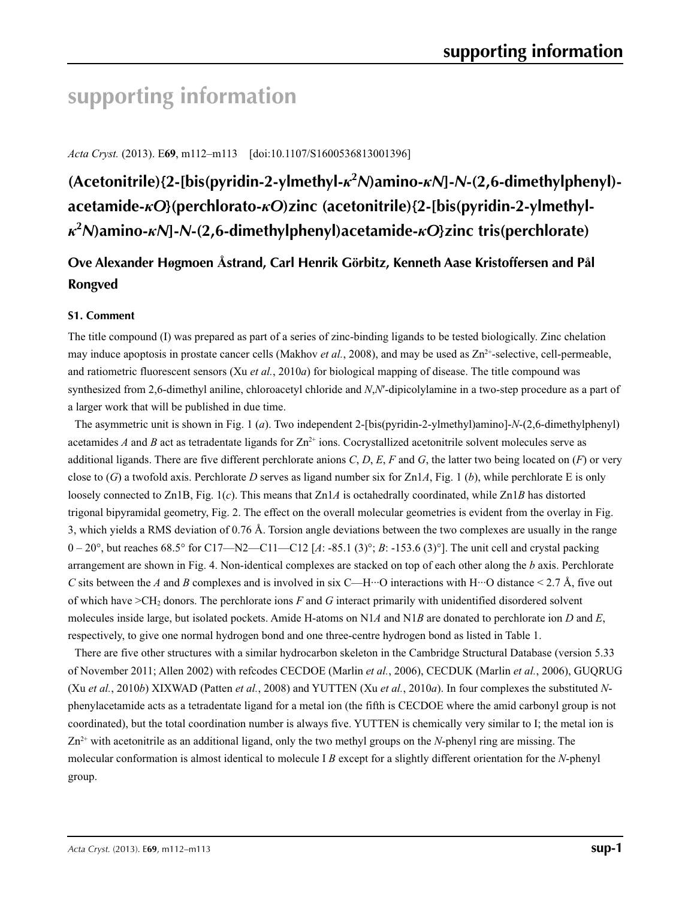# supporting information

*Acta Cryst.* (2013). E**69**, m112–m113 [doi:10.1107/S1600536813001396]

## (Acetonitrile){2-[bis(pyridin-2-ylmethyl-*κ*$^2$*N*)amino-*κN*]-*N*-(2,6-dimethylphenyl)-acetamide-*κO*}(perchlorato-*κO*)zinc (acetonitrile){2-[bis(pyridin-2-ylmethyl-*κ*$^2$*N*)amino-*κN*]-*N*-(2,6-dimethylphenyl)acetamide-*κO*}zinc tris(perchlorate)

**Ove Alexander Høgmoen Åstrand, Carl Henrik Görbitz, Kenneth Aase Kristoffersen and Pål Rongved**

### S1. Comment

The title compound (I) was prepared as part of a series of zinc-binding ligands to be tested biologically. Zinc chelation may induce apoptosis in prostate cancer cells (Makhov *et al.*, 2008), and may be used as $Zn^{2+}$-selective, cell-permeable, and ratiometric fluorescent sensors (Xu *et al.*, 2010*a*) for biological mapping of disease. The title compound was synthesized from 2,6-dimethyl aniline, chloroacetyl chloride and *N*,*N*'-dipicolylamine in a two-step procedure as a part of a larger work that will be published in due time.

The asymmetric unit is shown in Fig. 1 (*a*). Two independent 2-[bis(pyridin-2-ylmethyl)amino]-*N*-(2,6-dimethylphenyl) acetamides *A* and *B* act as tetradentate ligands for $Zn^{2+}$ ions. Cocrystallized acetonitrile solvent molecules serve as additional ligands. There are five different perchlorate anions *C*, *D*, *E*, *F* and *G*, the latter two being located on (*F*) or very close to (*G*) a twofold axis. Perchlorate *D* serves as ligand number six for Zn1*A*, Fig. 1 (*b*), while perchlorate E is only loosely connected to Zn1B, Fig. 1(*c*). This means that Zn1*A* is octahedrally coordinated, while Zn1*B* has distorted trigonal bipyramidal geometry, Fig. 2. The effect on the overall molecular geometries is evident from the overlay in Fig. 3, which yields a RMS deviation of 0.76 Å. Torsion angle deviations between the two complexes are usually in the range 0 – 20°, but reaches 68.5° for C17—N2—C11—C12 [*A*: -85.1 (3)°; *B*: -153.6 (3)°]. The unit cell and crystal packing arrangement are shown in Fig. 4. Non-identical complexes are stacked on top of each other along the *b* axis. Perchlorate *C* sits between the *A* and *B* complexes and is involved in six C—H···O interactions with H···O distance < 2.7 Å, five out of which have >$CH_2$ donors. The perchlorate ions *F* and *G* interact primarily with unidentified disordered solvent molecules inside large, but isolated pockets. Amide H-atoms on N1*A* and N1*B* are donated to perchlorate ion *D* and *E*, respectively, to give one normal hydrogen bond and one three-centre hydrogen bond as listed in Table 1.

There are five other structures with a similar hydrocarbon skeleton in the Cambridge Structural Database (version 5.33 of November 2011; Allen 2002) with refcodes CECDOE (Marlin *et al.*, 2006), CECDUK (Marlin *et al.*, 2006), GUQRUG (Xu *et al.*, 2010*b*) XIXWAD (Patten *et al.*, 2008) and YUTTEN (Xu *et al.*, 2010*a*). In four complexes the substituted *N*-phenylacetamide acts as a tetradentate ligand for a metal ion (the fifth is CECDOE where the amid carbonyl group is not coordinated), but the total coordination number is always five. YUTTEN is chemically very similar to I; the metal ion is $Zn^{2+}$ with acetonitrile as an additional ligand, only the two methyl groups on the *N*-phenyl ring are missing. The molecular conformation is almost identical to molecule I *B* except for a slightly different orientation for the *N*-phenyl group.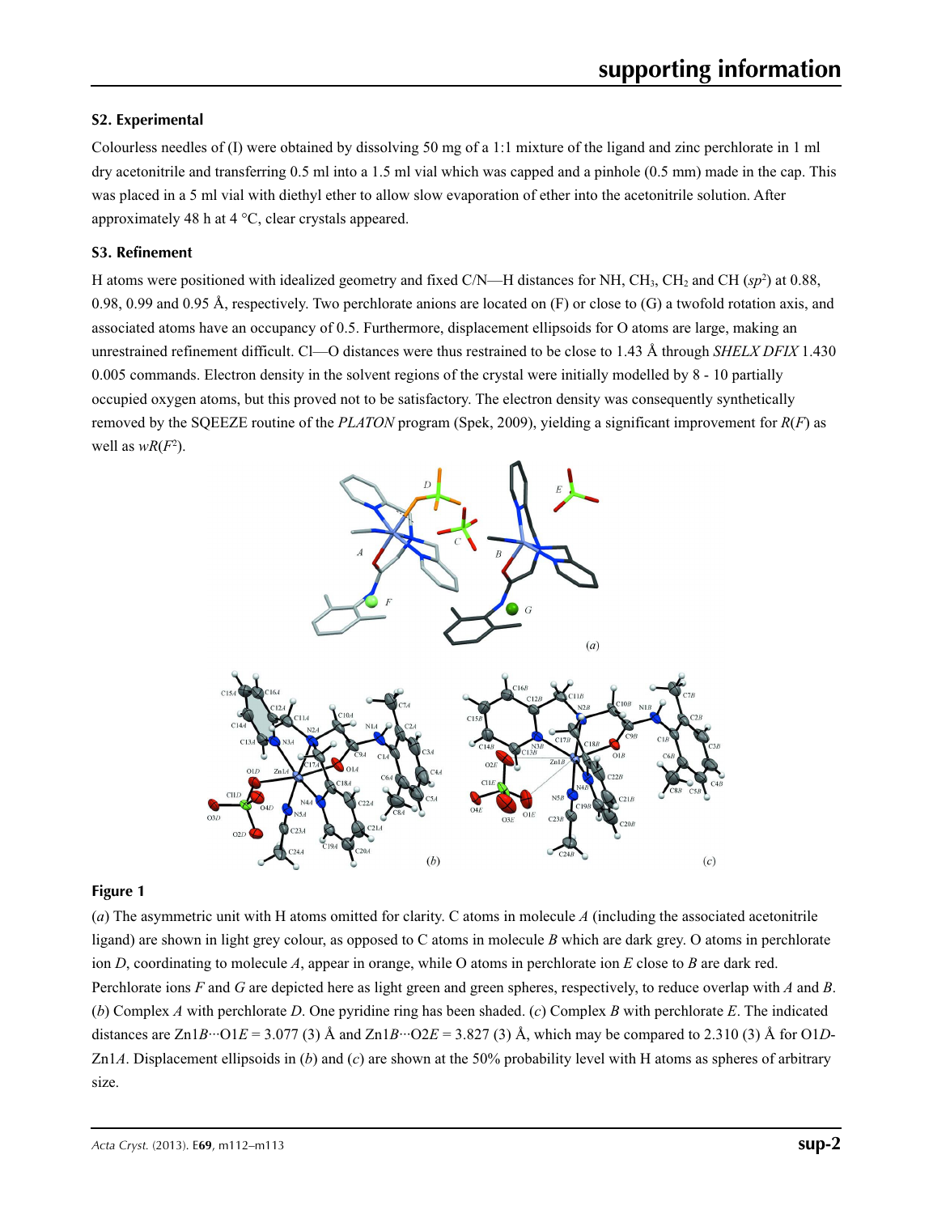## S2. Experimental

Colourless needles of (I) were obtained by dissolving 50 mg of a 1:1 mixture of the ligand and zinc perchlorate in 1 ml dry acetonitrile and transferring 0.5 ml into a 1.5 ml vial which was capped and a pinhole (0.5 mm) made in the cap. This was placed in a 5 ml vial with diethyl ether to allow slow evaporation of ether into the acetonitrile solution. After approximately 48 h at 4 °C, clear crystals appeared.

## S3. Refinement

H atoms were positioned with idealized geometry and fixed C/N—H distances for NH, $CH_3$, $CH_2$ and CH ($sp^2$) at 0.88, 0.98, 0.99 and 0.95 Å, respectively. Two perchlorate anions are located on (F) or close to (G) a twofold rotation axis, and associated atoms have an occupancy of 0.5. Furthermore, displacement ellipsoids for O atoms are large, making an unrestrained refinement difficult. Cl—O distances were thus restrained to be close to 1.43 Å through *SHELX DFIX* 1.430 0.005 commands. Electron density in the solvent regions of the crystal were initially modelled by 8 - 10 partially occupied oxygen atoms, but this proved not to be satisfactory. The electron density was consequently synthetically removed by the SQEEZE routine of the *PLATON* program (Spek, 2009), yielding a significant improvement for $R(F)$ as well as $wR(F^2)$.

**Figure 1**

(*a*) The asymmetric unit with H atoms omitted for clarity. C atoms in molecule *A* (including the associated acetonitrile ligand) are shown in light grey colour, as opposed to C atoms in molecule *B* which are dark grey. O atoms in perchlorate ion *D*, coordinating to molecule *A*, appear in orange, while O atoms in perchlorate ion *E* close to *B* are dark red. Perchlorate ions *F* and *G* are depicted here as light green and green spheres, respectively, to reduce overlap with *A* and *B*. (*b*) Complex *A* with perchlorate *D*. One pyridine ring has been shaded. (*c*) Complex *B* with perchlorate *E*. The indicated distances are Zn1*B*···O1*E* = 3.077 (3) Å and Zn1*B*···O2*E* = 3.827 (3) Å, which may be compared to 2.310 (3) Å for O1*D*-Zn1*A*. Displacement ellipsoids in (*b*) and (*c*) are shown at the 50% probability level with H atoms as spheres of arbitrary size.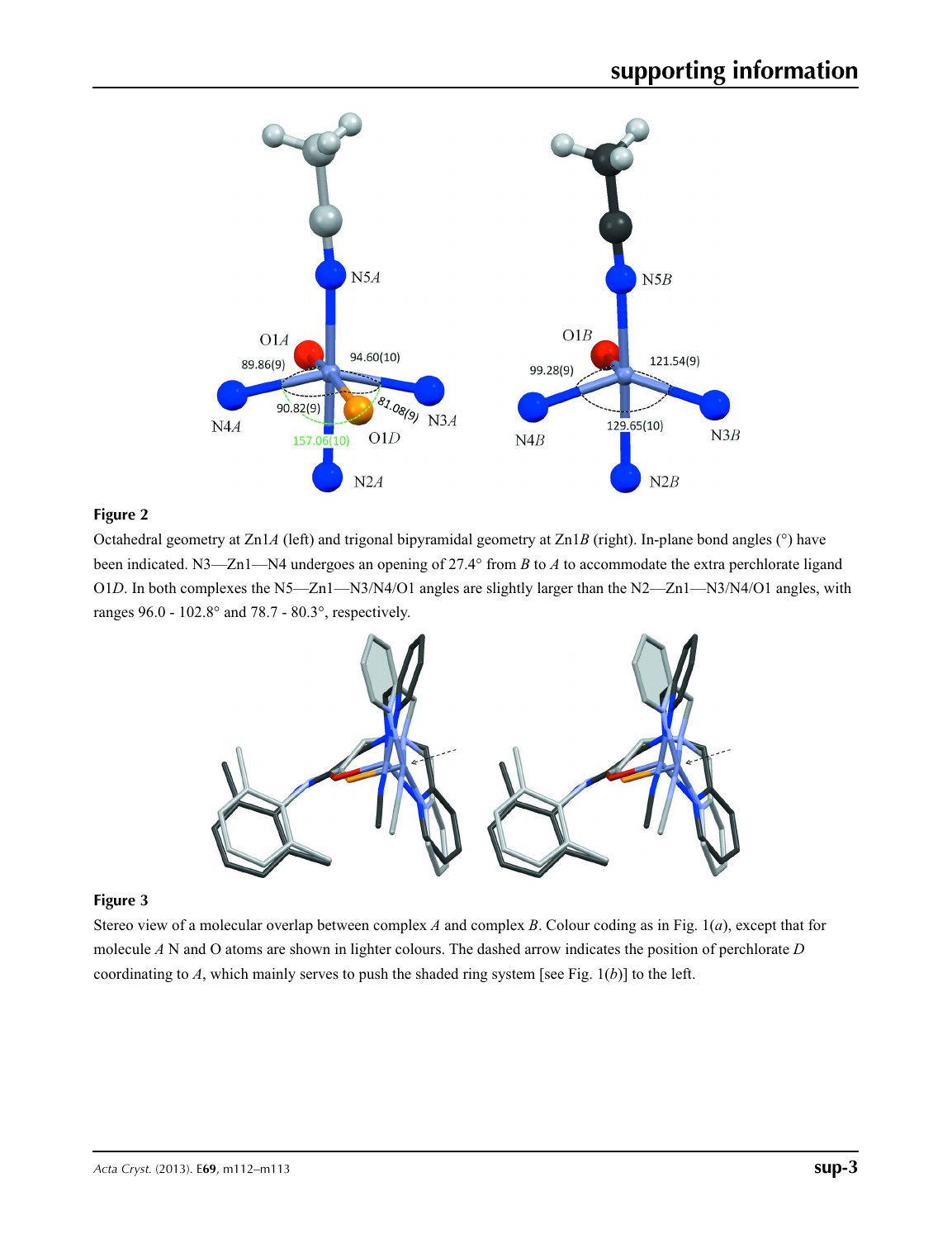**Figure 2**

Octahedral geometry at Zn1*A* (left) and trigonal bipyramidal geometry at Zn1*B* (right). In-plane bond angles (°) have been indicated. N3—Zn1—N4 undergoes an opening of 27.4° from *B* to *A* to accommodate the extra perchlorate ligand O1*D*. In both complexes the N5—Zn1—N3/N4/O1 angles are slightly larger than the N2—Zn1—N3/N4/O1 angles, with ranges 96.0 - 102.8° and 78.7 - 80.3°, respectively.

**Figure 3**

Stereo view of a molecular overlap between complex *A* and complex *B*. Colour coding as in Fig. 1(*a*), except that for molecule *A* N and O atoms are shown in lighter colours. The dashed arrow indicates the position of perchlorate *D* coordinating to *A*, which mainly serves to push the shaded ring system [see Fig. 1(*b*)] to the left.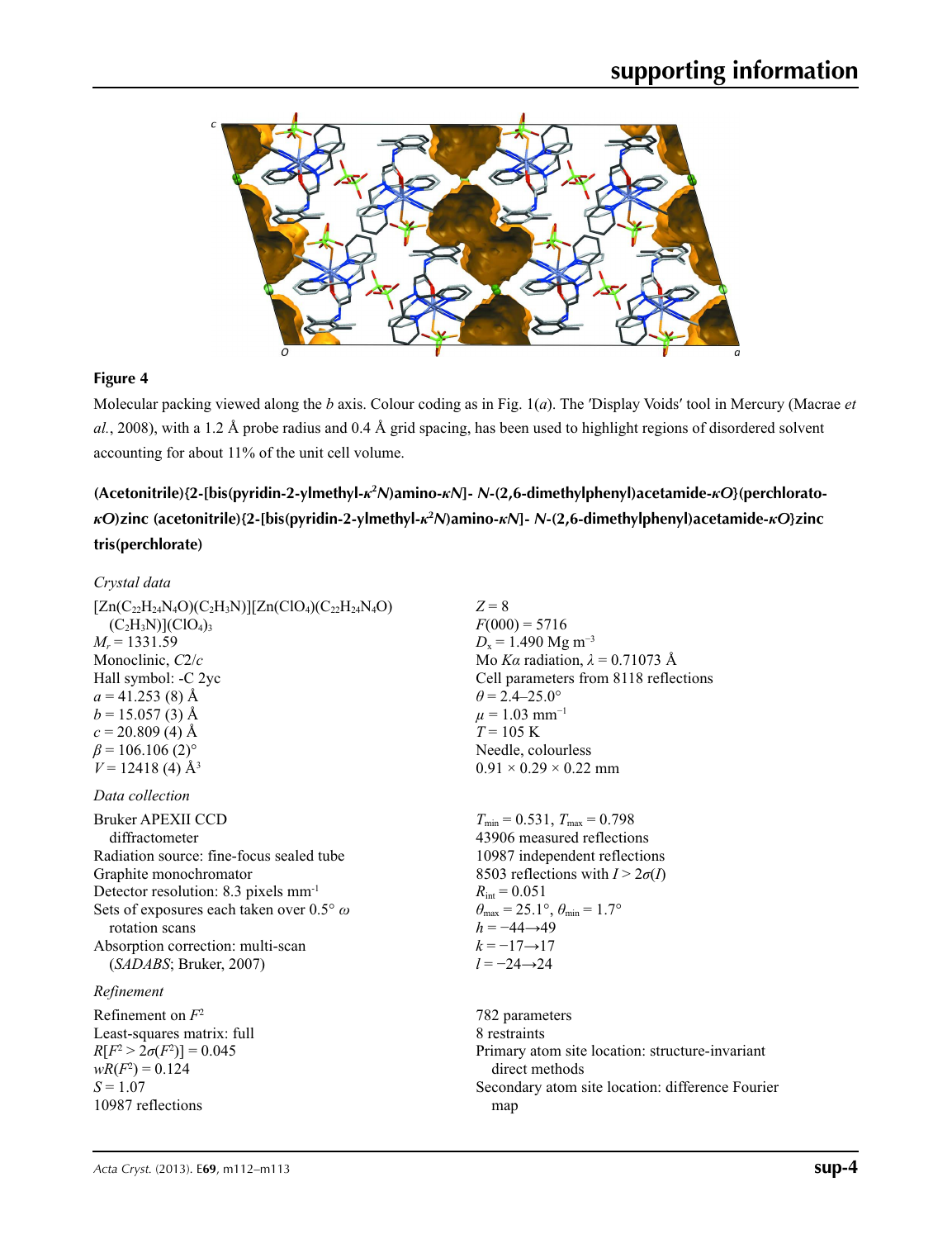**Figure 4**

Molecular packing viewed along the *b* axis. Colour coding as in Fig. 1(*a*). The 'Display Voids' tool in Mercury (Macrae *et al.*, 2008), with a 1.2 Å probe radius and 0.4 Å grid spacing, has been used to highlight regions of disordered solvent accounting for about 11% of the unit cell volume.

## (Acetonitrile){2-[bis(pyridin-2-ylmethyl-$\kappa^2N$)amino-$\kappa N$]- *N*-(2,6-dimethylphenyl)acetamide-$\kappa O$}(perchlorato-$\kappa O$)zinc (acetonitrile){2-[bis(pyridin-2-ylmethyl-$\kappa^2N$)amino-$\kappa N$]- *N*-(2,6-dimethylphenyl)acetamide-$\kappa O$}zinc tris(perchlorate)

### *Crystal data*

$[Zn(C_{22}H_{24}N_4O)(C_2H_3N)][Zn(ClO_4)(C_{22}H_{24}N_4O)(C_2H_3N)](ClO_4)_3$
$M_r = 1331.59$
Monoclinic, $C2/c$
Hall symbol: -C 2yc
$a = 41.253$ (8) Å
$b = 15.057$ (3) Å
$c = 20.809$ (4) Å
$\beta = 106.106$ (2)°
$V = 12418$ (4) Å$^3$
$Z = 8$
$F(000) = 5716$
$D_x = 1.490$ Mg m$^{-3}$
Mo $K\alpha$ radiation, $\lambda = 0.71073$ Å
Cell parameters from 8118 reflections
$\theta = 2.4$–$25.0°$
$\mu = 1.03$ mm$^{-1}$
$T = 105$ K
Needle, colourless
0.91 × 0.29 × 0.22 mm

### *Data collection*

Bruker APEXII CCD diffractometer
Radiation source: fine-focus sealed tube
Graphite monochromator
Detector resolution: 8.3 pixels mm$^{-1}$
Sets of exposures each taken over 0.5° $\omega$ rotation scans
Absorption correction: multi-scan (*SADABS*; Bruker, 2007)
$T_{min} = 0.531$, $T_{max} = 0.798$
43906 measured reflections
10987 independent reflections
8503 reflections with $I > 2\sigma(I)$
$R_{int} = 0.051$
$\theta_{max} = 25.1°$, $\theta_{min} = 1.7°$
$h = -44 \rightarrow 49$
$k = -17 \rightarrow 17$
$l = -24 \rightarrow 24$

### *Refinement*

Refinement on $F^2$
Least-squares matrix: full
$R[F^2 > 2\sigma(F^2)] = 0.045$
$wR(F^2) = 0.124$
$S = 1.07$
10987 reflections
782 parameters
8 restraints
Primary atom site location: structure-invariant direct methods
Secondary atom site location: difference Fourier map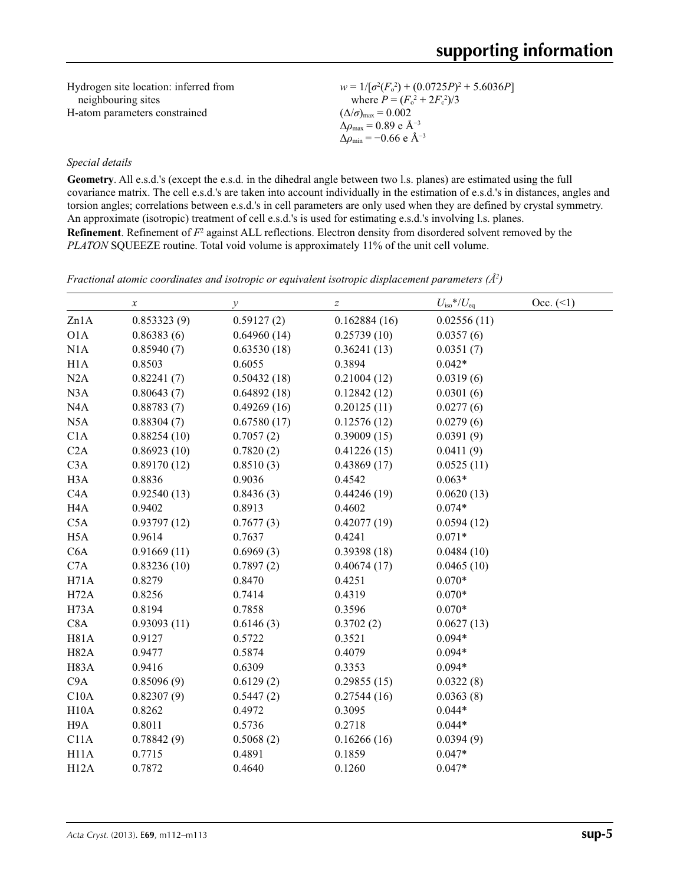Hydrogen site location: inferred from neighbouring sites
H-atom parameters constrained

$w = 1/[\sigma^2(F_o^2) + (0.0725P)^2 + 5.6036P]$
where $P = (F_o^2 + 2F_c^2)/3$
$(\Delta/\sigma)_{max} = 0.002$
$\Delta\rho_{max} = 0.89$ e Å$^{-3}$
$\Delta\rho_{min} = -0.66$ e Å$^{-3}$

### *Special details*

**Geometry**. All e.s.d.'s (except the e.s.d. in the dihedral angle between two l.s. planes) are estimated using the full covariance matrix. The cell e.s.d.'s are taken into account individually in the estimation of e.s.d.'s in distances, angles and torsion angles; correlations between e.s.d.'s in cell parameters are only used when they are defined by crystal symmetry. An approximate (isotropic) treatment of cell e.s.d.'s is used for estimating e.s.d.'s involving l.s. planes.

**Refinement**. Refinement of $F^2$ against ALL reflections. Electron density from disordered solvent removed by the *PLATON* SQUEEZE routine. Total void volume is approximately 11% of the unit cell volume.

*Fractional atomic coordinates and isotropic or equivalent isotropic displacement parameters (Å$^2$)*

| | $x$ | $y$ | $z$ | $U_{iso}$*/$U_{eq}$ | Occ. (<1) |
|---|---|---|---|---|---|
| Zn1A | 0.853323 (9) | 0.59127 (2) | 0.162884 (16) | 0.02556 (11) | |
| O1A | 0.86383 (6) | 0.64960 (14) | 0.25739 (10) | 0.0357 (6) | |
| N1A | 0.85940 (7) | 0.63530 (18) | 0.36241 (13) | 0.0351 (7) | |
| H1A | 0.8503 | 0.6055 | 0.3894 | 0.042* | |
| N2A | 0.82241 (7) | 0.50432 (18) | 0.21004 (12) | 0.0319 (6) | |
| N3A | 0.80643 (7) | 0.64892 (18) | 0.12842 (12) | 0.0301 (6) | |
| N4A | 0.88783 (7) | 0.49269 (16) | 0.20125 (11) | 0.0277 (6) | |
| N5A | 0.88304 (7) | 0.67580 (17) | 0.12576 (12) | 0.0279 (6) | |
| C1A | 0.88254 (10) | 0.7057 (2) | 0.39009 (15) | 0.0391 (9) | |
| C2A | 0.86923 (10) | 0.7820 (2) | 0.41226 (15) | 0.0411 (9) | |
| C3A | 0.89170 (12) | 0.8510 (3) | 0.43869 (17) | 0.0525 (11) | |
| H3A | 0.8836 | 0.9036 | 0.4542 | 0.063* | |
| C4A | 0.92540 (13) | 0.8436 (3) | 0.44246 (19) | 0.0620 (13) | |
| H4A | 0.9402 | 0.8913 | 0.4602 | 0.074* | |
| C5A | 0.93797 (12) | 0.7677 (3) | 0.42077 (19) | 0.0594 (12) | |
| H5A | 0.9614 | 0.7637 | 0.4241 | 0.071* | |
| C6A | 0.91669 (11) | 0.6969 (3) | 0.39398 (18) | 0.0484 (10) | |
| C7A | 0.83236 (10) | 0.7897 (2) | 0.40674 (17) | 0.0465 (10) | |
| H71A | 0.8279 | 0.8470 | 0.4251 | 0.070* | |
| H72A | 0.8256 | 0.7414 | 0.4319 | 0.070* | |
| H73A | 0.8194 | 0.7858 | 0.3596 | 0.070* | |
| C8A | 0.93093 (11) | 0.6146 (3) | 0.3702 (2) | 0.0627 (13) | |
| H81A | 0.9127 | 0.5722 | 0.3521 | 0.094* | |
| H82A | 0.9477 | 0.5874 | 0.4079 | 0.094* | |
| H83A | 0.9416 | 0.6309 | 0.3353 | 0.094* | |
| C9A | 0.85096 (9) | 0.6129 (2) | 0.29855 (15) | 0.0322 (8) | |
| C10A | 0.82307 (9) | 0.5447 (2) | 0.27544 (16) | 0.0363 (8) | |
| H10A | 0.8262 | 0.4972 | 0.3095 | 0.044* | |
| H9A | 0.8011 | 0.5736 | 0.2718 | 0.044* | |
| C11A | 0.78842 (9) | 0.5068 (2) | 0.16266 (16) | 0.0394 (9) | |
| H11A | 0.7715 | 0.4891 | 0.1859 | 0.047* | |
| H12A | 0.7872 | 0.4640 | 0.1260 | 0.047* | |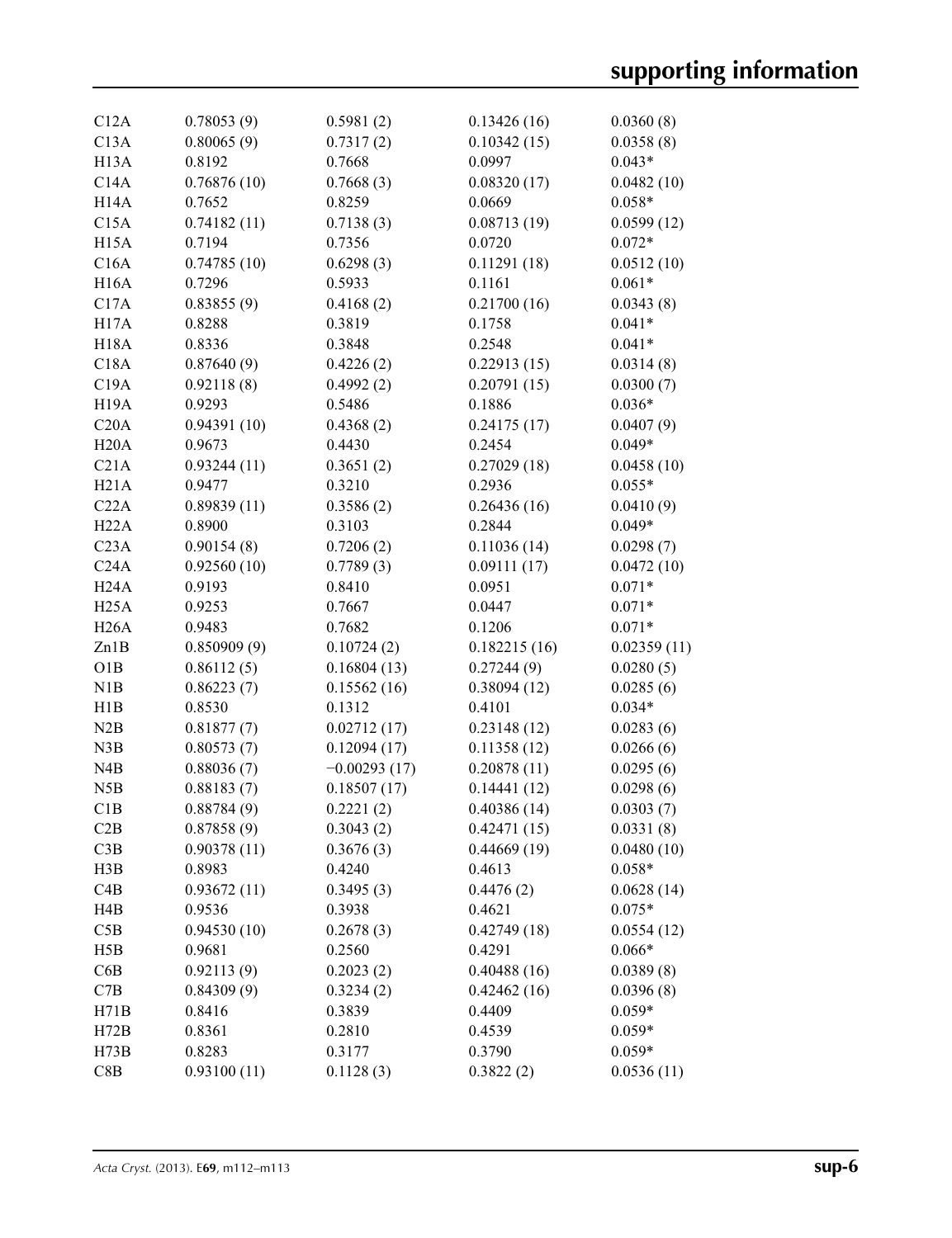| | | | | |
|---|---|---|---|---|
| C12A | 0.78053 (9) | 0.5981 (2) | 0.13426 (16) | 0.0360 (8) |
| C13A | 0.80065 (9) | 0.7317 (2) | 0.10342 (15) | 0.0358 (8) |
| H13A | 0.8192 | 0.7668 | 0.0997 | 0.043* |
| C14A | 0.76876 (10) | 0.7668 (3) | 0.08320 (17) | 0.0482 (10) |
| H14A | 0.7652 | 0.8259 | 0.0669 | 0.058* |
| C15A | 0.74182 (11) | 0.7138 (3) | 0.08713 (19) | 0.0599 (12) |
| H15A | 0.7194 | 0.7356 | 0.0720 | 0.072* |
| C16A | 0.74785 (10) | 0.6298 (3) | 0.11291 (18) | 0.0512 (10) |
| H16A | 0.7296 | 0.5933 | 0.1161 | 0.061* |
| C17A | 0.83855 (9) | 0.4168 (2) | 0.21700 (16) | 0.0343 (8) |
| H17A | 0.8288 | 0.3819 | 0.1758 | 0.041* |
| H18A | 0.8336 | 0.3848 | 0.2548 | 0.041* |
| C18A | 0.87640 (9) | 0.4226 (2) | 0.22913 (15) | 0.0314 (8) |
| C19A | 0.92118 (8) | 0.4992 (2) | 0.20791 (15) | 0.0300 (7) |
| H19A | 0.9293 | 0.5486 | 0.1886 | 0.036* |
| C20A | 0.94391 (10) | 0.4368 (2) | 0.24175 (17) | 0.0407 (9) |
| H20A | 0.9673 | 0.4430 | 0.2454 | 0.049* |
| C21A | 0.93244 (11) | 0.3651 (2) | 0.27029 (18) | 0.0458 (10) |
| H21A | 0.9477 | 0.3210 | 0.2936 | 0.055* |
| C22A | 0.89839 (11) | 0.3586 (2) | 0.26436 (16) | 0.0410 (9) |
| H22A | 0.8900 | 0.3103 | 0.2844 | 0.049* |
| C23A | 0.90154 (8) | 0.7206 (2) | 0.11036 (14) | 0.0298 (7) |
| C24A | 0.92560 (10) | 0.7789 (3) | 0.09111 (17) | 0.0472 (10) |
| H24A | 0.9193 | 0.8410 | 0.0951 | 0.071* |
| H25A | 0.9253 | 0.7667 | 0.0447 | 0.071* |
| H26A | 0.9483 | 0.7682 | 0.1206 | 0.071* |
| Zn1B | 0.850909 (9) | 0.10724 (2) | 0.182215 (16) | 0.02359 (11) |
| O1B | 0.86112 (5) | 0.16804 (13) | 0.27244 (9) | 0.0280 (5) |
| N1B | 0.86223 (7) | 0.15562 (16) | 0.38094 (12) | 0.0285 (6) |
| H1B | 0.8530 | 0.1312 | 0.4101 | 0.034* |
| N2B | 0.81877 (7) | 0.02712 (17) | 0.23148 (12) | 0.0283 (6) |
| N3B | 0.80573 (7) | 0.12094 (17) | 0.11358 (12) | 0.0266 (6) |
| N4B | 0.88036 (7) | −0.00293 (17) | 0.20878 (11) | 0.0295 (6) |
| N5B | 0.88183 (7) | 0.18507 (17) | 0.14441 (12) | 0.0298 (6) |
| C1B | 0.88784 (9) | 0.2221 (2) | 0.40386 (14) | 0.0303 (7) |
| C2B | 0.87858 (9) | 0.3043 (2) | 0.42471 (15) | 0.0331 (8) |
| C3B | 0.90378 (11) | 0.3676 (3) | 0.44669 (19) | 0.0480 (10) |
| H3B | 0.8983 | 0.4240 | 0.4613 | 0.058* |
| C4B | 0.93672 (11) | 0.3495 (3) | 0.4476 (2) | 0.0628 (14) |
| H4B | 0.9536 | 0.3938 | 0.4621 | 0.075* |
| C5B | 0.94530 (10) | 0.2678 (3) | 0.42749 (18) | 0.0554 (12) |
| H5B | 0.9681 | 0.2560 | 0.4291 | 0.066* |
| C6B | 0.92113 (9) | 0.2023 (2) | 0.40488 (16) | 0.0389 (8) |
| C7B | 0.84309 (9) | 0.3234 (2) | 0.42462 (16) | 0.0396 (8) |
| H71B | 0.8416 | 0.3839 | 0.4409 | 0.059* |
| H72B | 0.8361 | 0.2810 | 0.4539 | 0.059* |
| H73B | 0.8283 | 0.3177 | 0.3790 | 0.059* |
| C8B | 0.93100 (11) | 0.1128 (3) | 0.3822 (2) | 0.0536 (11) |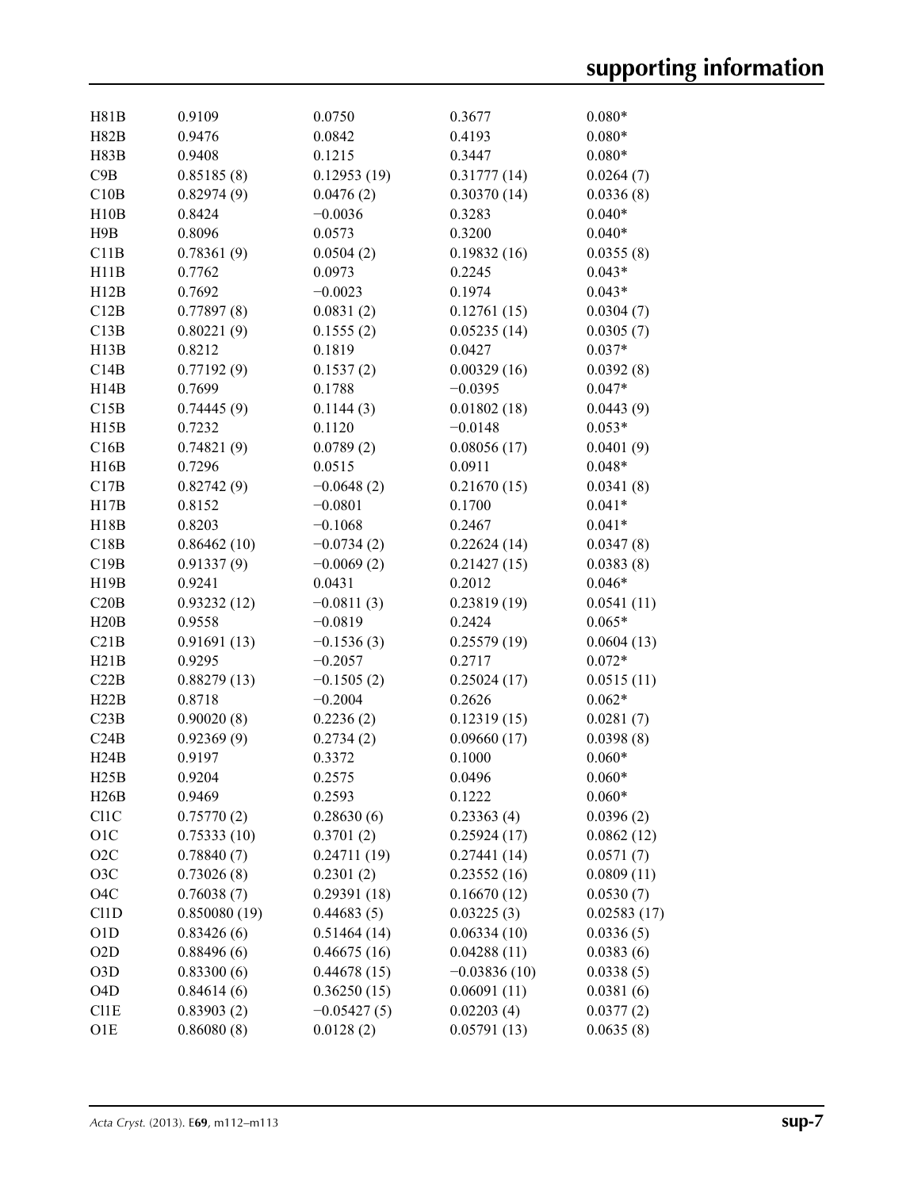| | | | | |
|---|---|---|---|---|
| H81B | 0.9109 | 0.0750 | 0.3677 | 0.080* |
| H82B | 0.9476 | 0.0842 | 0.4193 | 0.080* |
| H83B | 0.9408 | 0.1215 | 0.3447 | 0.080* |
| C9B | 0.85185 (8) | 0.12953 (19) | 0.31777 (14) | 0.0264 (7) |
| C10B | 0.82974 (9) | 0.0476 (2) | 0.30370 (14) | 0.0336 (8) |
| H10B | 0.8424 | −0.0036 | 0.3283 | 0.040* |
| H9B | 0.8096 | 0.0573 | 0.3200 | 0.040* |
| C11B | 0.78361 (9) | 0.0504 (2) | 0.19832 (16) | 0.0355 (8) |
| H11B | 0.7762 | 0.0973 | 0.2245 | 0.043* |
| H12B | 0.7692 | −0.0023 | 0.1974 | 0.043* |
| C12B | 0.77897 (8) | 0.0831 (2) | 0.12761 (15) | 0.0304 (7) |
| C13B | 0.80221 (9) | 0.1555 (2) | 0.05235 (14) | 0.0305 (7) |
| H13B | 0.8212 | 0.1819 | 0.0427 | 0.037* |
| C14B | 0.77192 (9) | 0.1537 (2) | 0.00329 (16) | 0.0392 (8) |
| H14B | 0.7699 | 0.1788 | −0.0395 | 0.047* |
| C15B | 0.74445 (9) | 0.1144 (3) | 0.01802 (18) | 0.0443 (9) |
| H15B | 0.7232 | 0.1120 | −0.0148 | 0.053* |
| C16B | 0.74821 (9) | 0.0789 (2) | 0.08056 (17) | 0.0401 (9) |
| H16B | 0.7296 | 0.0515 | 0.0911 | 0.048* |
| C17B | 0.82742 (9) | −0.0648 (2) | 0.21670 (15) | 0.0341 (8) |
| H17B | 0.8152 | −0.0801 | 0.1700 | 0.041* |
| H18B | 0.8203 | −0.1068 | 0.2467 | 0.041* |
| C18B | 0.86462 (10) | −0.0734 (2) | 0.22624 (14) | 0.0347 (8) |
| C19B | 0.91337 (9) | −0.0069 (2) | 0.21427 (15) | 0.0383 (8) |
| H19B | 0.9241 | 0.0431 | 0.2012 | 0.046* |
| C20B | 0.93232 (12) | −0.0811 (3) | 0.23819 (19) | 0.0541 (11) |
| H20B | 0.9558 | −0.0819 | 0.2424 | 0.065* |
| C21B | 0.91691 (13) | −0.1536 (3) | 0.25579 (19) | 0.0604 (13) |
| H21B | 0.9295 | −0.2057 | 0.2717 | 0.072* |
| C22B | 0.88279 (13) | −0.1505 (2) | 0.25024 (17) | 0.0515 (11) |
| H22B | 0.8718 | −0.2004 | 0.2626 | 0.062* |
| C23B | 0.90020 (8) | 0.2236 (2) | 0.12319 (15) | 0.0281 (7) |
| C24B | 0.92369 (9) | 0.2734 (2) | 0.09660 (17) | 0.0398 (8) |
| H24B | 0.9197 | 0.3372 | 0.1000 | 0.060* |
| H25B | 0.9204 | 0.2575 | 0.0496 | 0.060* |
| H26B | 0.9469 | 0.2593 | 0.1222 | 0.060* |
| Cl1C | 0.75770 (2) | 0.28630 (6) | 0.23363 (4) | 0.0396 (2) |
| O1C | 0.75333 (10) | 0.3701 (2) | 0.25924 (17) | 0.0862 (12) |
| O2C | 0.78840 (7) | 0.24711 (19) | 0.27441 (14) | 0.0571 (7) |
| O3C | 0.73026 (8) | 0.2301 (2) | 0.23552 (16) | 0.0809 (11) |
| O4C | 0.76038 (7) | 0.29391 (18) | 0.16670 (12) | 0.0530 (7) |
| Cl1D | 0.850080 (19) | 0.44683 (5) | 0.03225 (3) | 0.02583 (17) |
| O1D | 0.83426 (6) | 0.51464 (14) | 0.06334 (10) | 0.0336 (5) |
| O2D | 0.88496 (6) | 0.46675 (16) | 0.04288 (11) | 0.0383 (6) |
| O3D | 0.83300 (6) | 0.44678 (15) | −0.03836 (10) | 0.0338 (5) |
| O4D | 0.84614 (6) | 0.36250 (15) | 0.06091 (11) | 0.0381 (6) |
| Cl1E | 0.83903 (2) | −0.05427 (5) | 0.02203 (4) | 0.0377 (2) |
| O1E | 0.86080 (8) | 0.0128 (2) | 0.05791 (13) | 0.0635 (8) |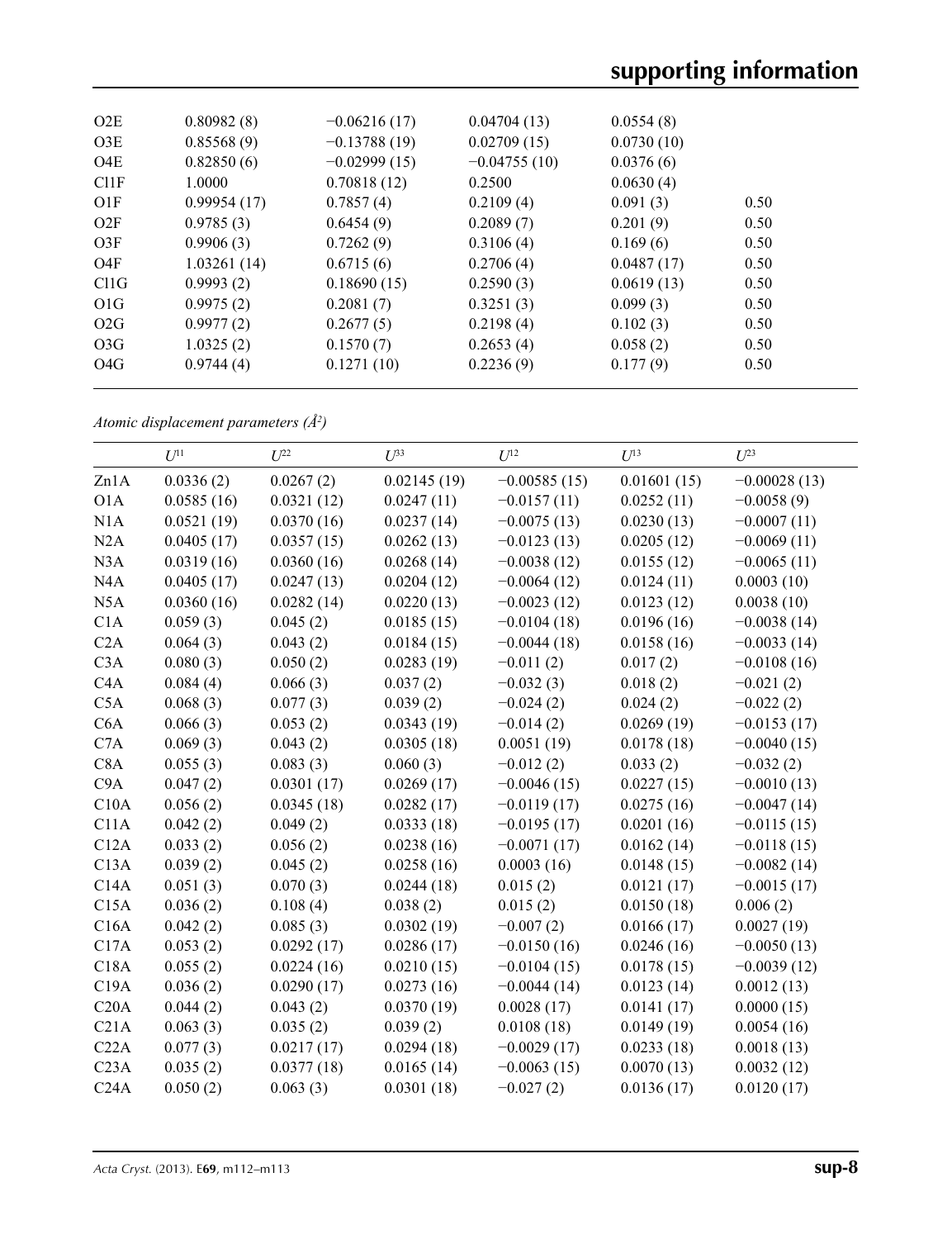| | | | | | |
|---|---|---|---|---|---|
| O2E | 0.80982 (8) | −0.06216 (17) | 0.04704 (13) | 0.0554 (8) | |
| O3E | 0.85568 (9) | −0.13788 (19) | 0.02709 (15) | 0.0730 (10) | |
| O4E | 0.82850 (6) | −0.02999 (15) | −0.04755 (10) | 0.0376 (6) | |
| Cl1F | 1.0000 | 0.70818 (12) | 0.2500 | 0.0630 (4) | |
| O1F | 0.99954 (17) | 0.7857 (4) | 0.2109 (4) | 0.091 (3) | 0.50 |
| O2F | 0.9785 (3) | 0.6454 (9) | 0.2089 (7) | 0.201 (9) | 0.50 |
| O3F | 0.9906 (3) | 0.7262 (9) | 0.3106 (4) | 0.169 (6) | 0.50 |
| O4F | 1.03261 (14) | 0.6715 (6) | 0.2706 (4) | 0.0487 (17) | 0.50 |
| Cl1G | 0.9993 (2) | 0.18690 (15) | 0.2590 (3) | 0.0619 (13) | 0.50 |
| O1G | 0.9975 (2) | 0.2081 (7) | 0.3251 (3) | 0.099 (3) | 0.50 |
| O2G | 0.9977 (2) | 0.2677 (5) | 0.2198 (4) | 0.102 (3) | 0.50 |
| O3G | 1.0325 (2) | 0.1570 (7) | 0.2653 (4) | 0.058 (2) | 0.50 |
| O4G | 0.9744 (4) | 0.1271 (10) | 0.2236 (9) | 0.177 (9) | 0.50 |

*Atomic displacement parameters (Å²)*

| | $U^{11}$ | $U^{22}$ | $U^{33}$ | $U^{12}$ | $U^{13}$ | $U^{23}$ |
|---|---|---|---|---|---|---|
| Zn1A | 0.0336 (2) | 0.0267 (2) | 0.02145 (19) | −0.00585 (15) | 0.01601 (15) | −0.00028 (13) |
| O1A | 0.0585 (16) | 0.0321 (12) | 0.0247 (11) | −0.0157 (11) | 0.0252 (11) | −0.0058 (9) |
| N1A | 0.0521 (19) | 0.0370 (16) | 0.0237 (14) | −0.0075 (13) | 0.0230 (13) | −0.0007 (11) |
| N2A | 0.0405 (17) | 0.0357 (15) | 0.0262 (13) | −0.0123 (13) | 0.0205 (12) | −0.0069 (11) |
| N3A | 0.0319 (16) | 0.0360 (16) | 0.0268 (14) | −0.0038 (12) | 0.0155 (12) | −0.0065 (11) |
| N4A | 0.0405 (17) | 0.0247 (13) | 0.0204 (12) | −0.0064 (12) | 0.0124 (11) | 0.0003 (10) |
| N5A | 0.0360 (16) | 0.0282 (14) | 0.0220 (13) | −0.0023 (12) | 0.0123 (12) | 0.0038 (10) |
| C1A | 0.059 (3) | 0.045 (2) | 0.0185 (15) | −0.0104 (18) | 0.0196 (16) | −0.0038 (14) |
| C2A | 0.064 (3) | 0.043 (2) | 0.0184 (15) | −0.0044 (18) | 0.0158 (16) | −0.0033 (14) |
| C3A | 0.080 (3) | 0.050 (2) | 0.0283 (19) | −0.011 (2) | 0.017 (2) | −0.0108 (16) |
| C4A | 0.084 (4) | 0.066 (3) | 0.037 (2) | −0.032 (3) | 0.018 (2) | −0.021 (2) |
| C5A | 0.068 (3) | 0.077 (3) | 0.039 (2) | −0.024 (2) | 0.024 (2) | −0.022 (2) |
| C6A | 0.066 (3) | 0.053 (2) | 0.0343 (19) | −0.014 (2) | 0.0269 (19) | −0.0153 (17) |
| C7A | 0.069 (3) | 0.043 (2) | 0.0305 (18) | 0.0051 (19) | 0.0178 (18) | −0.0040 (15) |
| C8A | 0.055 (3) | 0.083 (3) | 0.060 (3) | −0.012 (2) | 0.033 (2) | −0.032 (2) |
| C9A | 0.047 (2) | 0.0301 (17) | 0.0269 (17) | −0.0046 (15) | 0.0227 (15) | −0.0010 (13) |
| C10A | 0.056 (2) | 0.0345 (18) | 0.0282 (17) | −0.0119 (17) | 0.0275 (16) | −0.0047 (14) |
| C11A | 0.042 (2) | 0.049 (2) | 0.0333 (18) | −0.0195 (17) | 0.0201 (16) | −0.0115 (15) |
| C12A | 0.033 (2) | 0.056 (2) | 0.0238 (16) | −0.0071 (17) | 0.0162 (14) | −0.0118 (15) |
| C13A | 0.039 (2) | 0.045 (2) | 0.0258 (16) | 0.0003 (16) | 0.0148 (15) | −0.0082 (14) |
| C14A | 0.051 (3) | 0.070 (3) | 0.0244 (18) | 0.015 (2) | 0.0121 (17) | −0.0015 (17) |
| C15A | 0.036 (2) | 0.108 (4) | 0.038 (2) | 0.015 (2) | 0.0150 (18) | 0.006 (2) |
| C16A | 0.042 (2) | 0.085 (3) | 0.0302 (19) | −0.007 (2) | 0.0166 (17) | 0.0027 (19) |
| C17A | 0.053 (2) | 0.0292 (17) | 0.0286 (17) | −0.0150 (16) | 0.0246 (16) | −0.0050 (13) |
| C18A | 0.055 (2) | 0.0224 (16) | 0.0210 (15) | −0.0104 (15) | 0.0178 (15) | −0.0039 (12) |
| C19A | 0.036 (2) | 0.0290 (17) | 0.0273 (16) | −0.0044 (14) | 0.0123 (14) | 0.0012 (13) |
| C20A | 0.044 (2) | 0.043 (2) | 0.0370 (19) | 0.0028 (17) | 0.0141 (17) | 0.0000 (15) |
| C21A | 0.063 (3) | 0.035 (2) | 0.039 (2) | 0.0108 (18) | 0.0149 (19) | 0.0054 (16) |
| C22A | 0.077 (3) | 0.0217 (17) | 0.0294 (18) | −0.0029 (17) | 0.0233 (18) | 0.0018 (13) |
| C23A | 0.035 (2) | 0.0377 (18) | 0.0165 (14) | −0.0063 (15) | 0.0070 (13) | 0.0032 (12) |
| C24A | 0.050 (2) | 0.063 (3) | 0.0301 (18) | −0.027 (2) | 0.0136 (17) | 0.0120 (17) |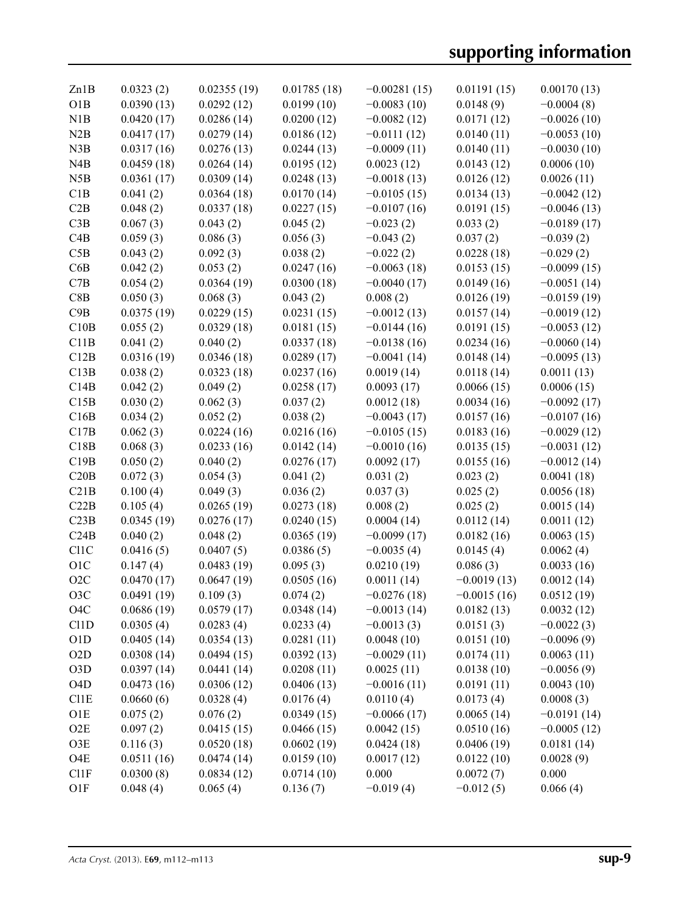| | | | | | | |
|---|---|---|---|---|---|---|
| Zn1B | 0.0323 (2) | 0.02355 (19) | 0.01785 (18) | −0.00281 (15) | 0.01191 (15) | 0.00170 (13) |
| O1B | 0.0390 (13) | 0.0292 (12) | 0.0199 (10) | −0.0083 (10) | 0.0148 (9) | −0.0004 (8) |
| N1B | 0.0420 (17) | 0.0286 (14) | 0.0200 (12) | −0.0082 (12) | 0.0171 (12) | −0.0026 (10) |
| N2B | 0.0417 (17) | 0.0279 (14) | 0.0186 (12) | −0.0111 (12) | 0.0140 (11) | −0.0053 (10) |
| N3B | 0.0317 (16) | 0.0276 (13) | 0.0244 (13) | −0.0009 (11) | 0.0140 (11) | −0.0030 (10) |
| N4B | 0.0459 (18) | 0.0264 (14) | 0.0195 (12) | 0.0023 (12) | 0.0143 (12) | 0.0006 (10) |
| N5B | 0.0361 (17) | 0.0309 (14) | 0.0248 (13) | −0.0018 (13) | 0.0126 (12) | 0.0026 (11) |
| C1B | 0.041 (2) | 0.0364 (18) | 0.0170 (14) | −0.0105 (15) | 0.0134 (13) | −0.0042 (12) |
| C2B | 0.048 (2) | 0.0337 (18) | 0.0227 (15) | −0.0107 (16) | 0.0191 (15) | −0.0046 (13) |
| C3B | 0.067 (3) | 0.043 (2) | 0.045 (2) | −0.023 (2) | 0.033 (2) | −0.0189 (17) |
| C4B | 0.059 (3) | 0.086 (3) | 0.056 (3) | −0.043 (2) | 0.037 (2) | −0.039 (2) |
| C5B | 0.043 (2) | 0.092 (3) | 0.038 (2) | −0.022 (2) | 0.0228 (18) | −0.029 (2) |
| C6B | 0.042 (2) | 0.053 (2) | 0.0247 (16) | −0.0063 (18) | 0.0153 (15) | −0.0099 (15) |
| C7B | 0.054 (2) | 0.0364 (19) | 0.0300 (18) | −0.0040 (17) | 0.0149 (16) | −0.0051 (14) |
| C8B | 0.050 (3) | 0.068 (3) | 0.043 (2) | 0.008 (2) | 0.0126 (19) | −0.0159 (19) |
| C9B | 0.0375 (19) | 0.0229 (15) | 0.0231 (15) | −0.0012 (13) | 0.0157 (14) | −0.0019 (12) |
| C10B | 0.055 (2) | 0.0329 (18) | 0.0181 (15) | −0.0144 (16) | 0.0191 (15) | −0.0053 (12) |
| C11B | 0.041 (2) | 0.040 (2) | 0.0337 (18) | −0.0138 (16) | 0.0234 (16) | −0.0060 (14) |
| C12B | 0.0316 (19) | 0.0346 (18) | 0.0289 (17) | −0.0041 (14) | 0.0148 (14) | −0.0095 (13) |
| C13B | 0.038 (2) | 0.0323 (18) | 0.0237 (16) | 0.0019 (14) | 0.0118 (14) | 0.0011 (13) |
| C14B | 0.042 (2) | 0.049 (2) | 0.0258 (17) | 0.0093 (17) | 0.0066 (15) | 0.0006 (15) |
| C15B | 0.030 (2) | 0.062 (3) | 0.037 (2) | 0.0012 (18) | 0.0034 (16) | −0.0092 (17) |
| C16B | 0.034 (2) | 0.052 (2) | 0.038 (2) | −0.0043 (17) | 0.0157 (16) | −0.0107 (16) |
| C17B | 0.062 (3) | 0.0224 (16) | 0.0216 (16) | −0.0105 (15) | 0.0183 (16) | −0.0029 (12) |
| C18B | 0.068 (3) | 0.0233 (16) | 0.0142 (14) | −0.0010 (16) | 0.0135 (15) | −0.0031 (12) |
| C19B | 0.050 (2) | 0.040 (2) | 0.0276 (17) | 0.0092 (17) | 0.0155 (16) | −0.0012 (14) |
| C20B | 0.072 (3) | 0.054 (3) | 0.041 (2) | 0.031 (2) | 0.023 (2) | 0.0041 (18) |
| C21B | 0.100 (4) | 0.049 (3) | 0.036 (2) | 0.037 (3) | 0.025 (2) | 0.0056 (18) |
| C22B | 0.105 (4) | 0.0265 (19) | 0.0273 (18) | 0.008 (2) | 0.025 (2) | 0.0015 (14) |
| C23B | 0.0345 (19) | 0.0276 (17) | 0.0240 (15) | 0.0004 (14) | 0.0112 (14) | 0.0011 (12) |
| C24B | 0.040 (2) | 0.048 (2) | 0.0365 (19) | −0.0099 (17) | 0.0182 (16) | 0.0063 (15) |
| Cl1C | 0.0416 (5) | 0.0407 (5) | 0.0386 (5) | −0.0035 (4) | 0.0145 (4) | 0.0062 (4) |
| O1C | 0.147 (4) | 0.0483 (19) | 0.095 (3) | 0.0210 (19) | 0.086 (3) | 0.0033 (16) |
| O2C | 0.0470 (17) | 0.0647 (19) | 0.0505 (16) | 0.0011 (14) | −0.0019 (13) | 0.0012 (14) |
| O3C | 0.0491 (19) | 0.109 (3) | 0.074 (2) | −0.0276 (18) | −0.0015 (16) | 0.0512 (19) |
| O4C | 0.0686 (19) | 0.0579 (17) | 0.0348 (14) | −0.0013 (14) | 0.0182 (13) | 0.0032 (12) |
| Cl1D | 0.0305 (4) | 0.0283 (4) | 0.0233 (4) | −0.0013 (3) | 0.0151 (3) | −0.0022 (3) |
| O1D | 0.0405 (14) | 0.0354 (13) | 0.0281 (11) | 0.0048 (10) | 0.0151 (10) | −0.0096 (9) |
| O2D | 0.0308 (14) | 0.0494 (15) | 0.0392 (13) | −0.0029 (11) | 0.0174 (11) | 0.0063 (11) |
| O3D | 0.0397 (14) | 0.0441 (14) | 0.0208 (11) | 0.0025 (11) | 0.0138 (10) | −0.0056 (9) |
| O4D | 0.0473 (16) | 0.0306 (12) | 0.0406 (13) | −0.0016 (11) | 0.0191 (11) | 0.0043 (10) |
| Cl1E | 0.0660 (6) | 0.0328 (4) | 0.0176 (4) | 0.0110 (4) | 0.0173 (4) | 0.0008 (3) |
| O1E | 0.075 (2) | 0.076 (2) | 0.0349 (15) | −0.0066 (17) | 0.0065 (14) | −0.0191 (14) |
| O2E | 0.097 (2) | 0.0415 (15) | 0.0466 (15) | 0.0042 (15) | 0.0510 (16) | −0.0005 (12) |
| O3E | 0.116 (3) | 0.0520 (18) | 0.0602 (19) | 0.0424 (18) | 0.0406 (19) | 0.0181 (14) |
| O4E | 0.0511 (16) | 0.0474 (14) | 0.0159 (10) | 0.0017 (12) | 0.0122 (10) | 0.0028 (9) |
| Cl1F | 0.0300 (8) | 0.0834 (12) | 0.0714 (10) | 0.000 | 0.0072 (7) | 0.000 |
| O1F | 0.048 (4) | 0.065 (4) | 0.136 (7) | −0.019 (4) | −0.012 (5) | 0.066 (4) |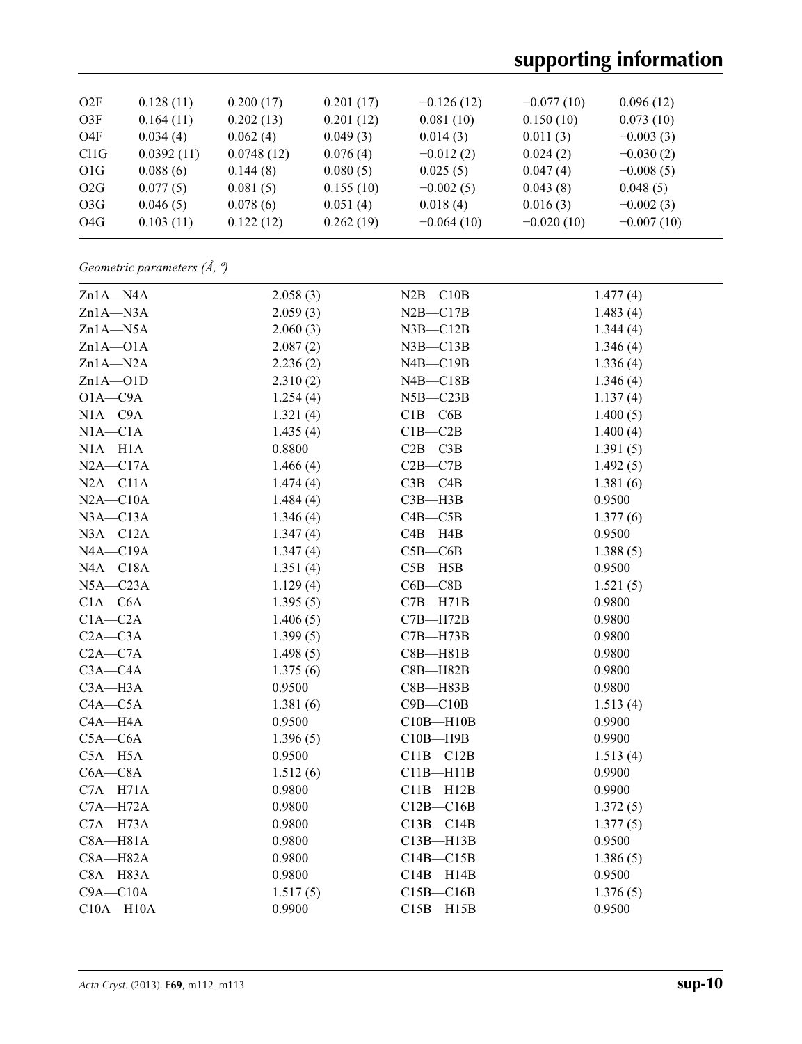| | | | | | | |
|---|---|---|---|---|---|---|
| O2F | 0.128 (11) | 0.200 (17) | 0.201 (17) | −0.126 (12) | −0.077 (10) | 0.096 (12) |
| O3F | 0.164 (11) | 0.202 (13) | 0.201 (12) | 0.081 (10) | 0.150 (10) | 0.073 (10) |
| O4F | 0.034 (4) | 0.062 (4) | 0.049 (3) | 0.014 (3) | 0.011 (3) | −0.003 (3) |
| Cl1G | 0.0392 (11) | 0.0748 (12) | 0.076 (4) | −0.012 (2) | 0.024 (2) | −0.030 (2) |
| O1G | 0.088 (6) | 0.144 (8) | 0.080 (5) | 0.025 (5) | 0.047 (4) | −0.008 (5) |
| O2G | 0.077 (5) | 0.081 (5) | 0.155 (10) | −0.002 (5) | 0.043 (8) | 0.048 (5) |
| O3G | 0.046 (5) | 0.078 (6) | 0.051 (4) | 0.018 (4) | 0.016 (3) | −0.002 (3) |
| O4G | 0.103 (11) | 0.122 (12) | 0.262 (19) | −0.064 (10) | −0.020 (10) | −0.007 (10) |

*Geometric parameters (Å, º)*

| | | | |
|---|---|---|---|
| Zn1A—N4A | 2.058 (3) | N2B—C10B | 1.477 (4) |
| Zn1A—N3A | 2.059 (3) | N2B—C17B | 1.483 (4) |
| Zn1A—N5A | 2.060 (3) | N3B—C12B | 1.344 (4) |
| Zn1A—O1A | 2.087 (2) | N3B—C13B | 1.346 (4) |
| Zn1A—N2A | 2.236 (2) | N4B—C19B | 1.336 (4) |
| Zn1A—O1D | 2.310 (2) | N4B—C18B | 1.346 (4) |
| O1A—C9A | 1.254 (4) | N5B—C23B | 1.137 (4) |
| N1A—C9A | 1.321 (4) | C1B—C6B | 1.400 (5) |
| N1A—C1A | 1.435 (4) | C1B—C2B | 1.400 (4) |
| N1A—H1A | 0.8800 | C2B—C3B | 1.391 (5) |
| N2A—C17A | 1.466 (4) | C2B—C7B | 1.492 (5) |
| N2A—C11A | 1.474 (4) | C3B—C4B | 1.381 (6) |
| N2A—C10A | 1.484 (4) | C3B—H3B | 0.9500 |
| N3A—C13A | 1.346 (4) | C4B—C5B | 1.377 (6) |
| N3A—C12A | 1.347 (4) | C4B—H4B | 0.9500 |
| N4A—C19A | 1.347 (4) | C5B—C6B | 1.388 (5) |
| N4A—C18A | 1.351 (4) | C5B—H5B | 0.9500 |
| N5A—C23A | 1.129 (4) | C6B—C8B | 1.521 (5) |
| C1A—C6A | 1.395 (5) | C7B—H71B | 0.9800 |
| C1A—C2A | 1.406 (5) | C7B—H72B | 0.9800 |
| C2A—C3A | 1.399 (5) | C7B—H73B | 0.9800 |
| C2A—C7A | 1.498 (5) | C8B—H81B | 0.9800 |
| C3A—C4A | 1.375 (6) | C8B—H82B | 0.9800 |
| C3A—H3A | 0.9500 | C8B—H83B | 0.9800 |
| C4A—C5A | 1.381 (6) | C9B—C10B | 1.513 (4) |
| C4A—H4A | 0.9500 | C10B—H10B | 0.9900 |
| C5A—C6A | 1.396 (5) | C10B—H9B | 0.9900 |
| C5A—H5A | 0.9500 | C11B—C12B | 1.513 (4) |
| C6A—C8A | 1.512 (6) | C11B—H11B | 0.9900 |
| C7A—H71A | 0.9800 | C11B—H12B | 0.9900 |
| C7A—H72A | 0.9800 | C12B—C16B | 1.372 (5) |
| C7A—H73A | 0.9800 | C13B—C14B | 1.377 (5) |
| C8A—H81A | 0.9800 | C13B—H13B | 0.9500 |
| C8A—H82A | 0.9800 | C14B—C15B | 1.386 (5) |
| C8A—H83A | 0.9800 | C14B—H14B | 0.9500 |
| C9A—C10A | 1.517 (5) | C15B—C16B | 1.376 (5) |
| C10A—H10A | 0.9900 | C15B—H15B | 0.9500 |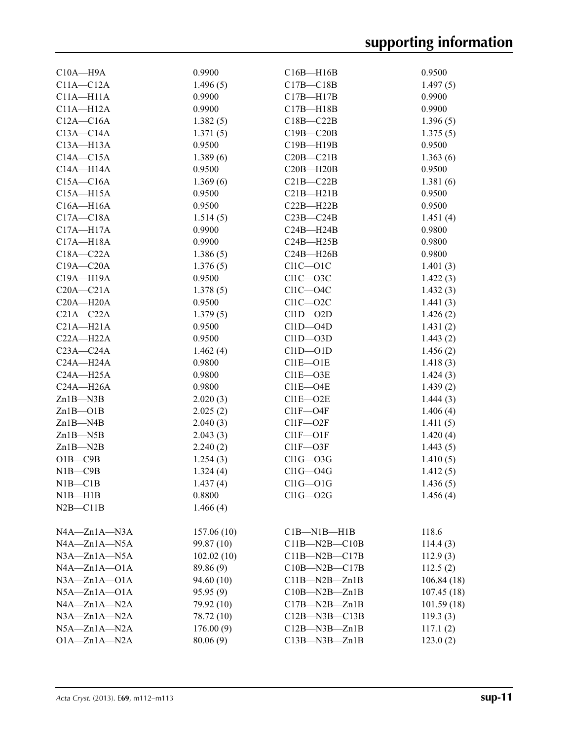| | | | |
|---|---|---|---|
| C10A—H9A | 0.9900 | C16B—H16B | 0.9500 |
| C11A—C12A | 1.496 (5) | C17B—C18B | 1.497 (5) |
| C11A—H11A | 0.9900 | C17B—H17B | 0.9900 |
| C11A—H12A | 0.9900 | C17B—H18B | 0.9900 |
| C12A—C16A | 1.382 (5) | C18B—C22B | 1.396 (5) |
| C13A—C14A | 1.371 (5) | C19B—C20B | 1.375 (5) |
| C13A—H13A | 0.9500 | C19B—H19B | 0.9500 |
| C14A—C15A | 1.389 (6) | C20B—C21B | 1.363 (6) |
| C14A—H14A | 0.9500 | C20B—H20B | 0.9500 |
| C15A—C16A | 1.369 (6) | C21B—C22B | 1.381 (6) |
| C15A—H15A | 0.9500 | C21B—H21B | 0.9500 |
| C16A—H16A | 0.9500 | C22B—H22B | 0.9500 |
| C17A—C18A | 1.514 (5) | C23B—C24B | 1.451 (4) |
| C17A—H17A | 0.9900 | C24B—H24B | 0.9800 |
| C17A—H18A | 0.9900 | C24B—H25B | 0.9800 |
| C18A—C22A | 1.386 (5) | C24B—H26B | 0.9800 |
| C19A—C20A | 1.376 (5) | Cl1C—O1C | 1.401 (3) |
| C19A—H19A | 0.9500 | Cl1C—O3C | 1.422 (3) |
| C20A—C21A | 1.378 (5) | Cl1C—O4C | 1.432 (3) |
| C20A—H20A | 0.9500 | Cl1C—O2C | 1.441 (3) |
| C21A—C22A | 1.379 (5) | Cl1D—O2D | 1.426 (2) |
| C21A—H21A | 0.9500 | Cl1D—O4D | 1.431 (2) |
| C22A—H22A | 0.9500 | Cl1D—O3D | 1.443 (2) |
| C23A—C24A | 1.462 (4) | Cl1D—O1D | 1.456 (2) |
| C24A—H24A | 0.9800 | Cl1E—O1E | 1.418 (3) |
| C24A—H25A | 0.9800 | Cl1E—O3E | 1.424 (3) |
| C24A—H26A | 0.9800 | Cl1E—O4E | 1.439 (2) |
| Zn1B—N3B | 2.020 (3) | Cl1E—O2E | 1.444 (3) |
| Zn1B—O1B | 2.025 (2) | Cl1F—O4F | 1.406 (4) |
| Zn1B—N4B | 2.040 (3) | Cl1F—O2F | 1.411 (5) |
| Zn1B—N5B | 2.043 (3) | Cl1F—O1F | 1.420 (4) |
| Zn1B—N2B | 2.240 (2) | Cl1F—O3F | 1.443 (5) |
| O1B—C9B | 1.254 (3) | Cl1G—O3G | 1.410 (5) |
| N1B—C9B | 1.324 (4) | Cl1G—O4G | 1.412 (5) |
| N1B—C1B | 1.437 (4) | Cl1G—O1G | 1.436 (5) |
| N1B—H1B | 0.8800 | Cl1G—O2G | 1.456 (4) |
| N2B—C11B | 1.466 (4) | | |
| | | | |
| N4A—Zn1A—N3A | 157.06 (10) | C1B—N1B—H1B | 118.6 |
| N4A—Zn1A—N5A | 99.87 (10) | C11B—N2B—C10B | 114.4 (3) |
| N3A—Zn1A—N5A | 102.02 (10) | C11B—N2B—C17B | 112.9 (3) |
| N4A—Zn1A—O1A | 89.86 (9) | C10B—N2B—C17B | 112.5 (2) |
| N3A—Zn1A—O1A | 94.60 (10) | C11B—N2B—Zn1B | 106.84 (18) |
| N5A—Zn1A—O1A | 95.95 (9) | C10B—N2B—Zn1B | 107.45 (18) |
| N4A—Zn1A—N2A | 79.92 (10) | C17B—N2B—Zn1B | 101.59 (18) |
| N3A—Zn1A—N2A | 78.72 (10) | C12B—N3B—C13B | 119.3 (3) |
| N5A—Zn1A—N2A | 176.00 (9) | C12B—N3B—Zn1B | 117.1 (2) |
| O1A—Zn1A—N2A | 80.06 (9) | C13B—N3B—Zn1B | 123.0 (2) |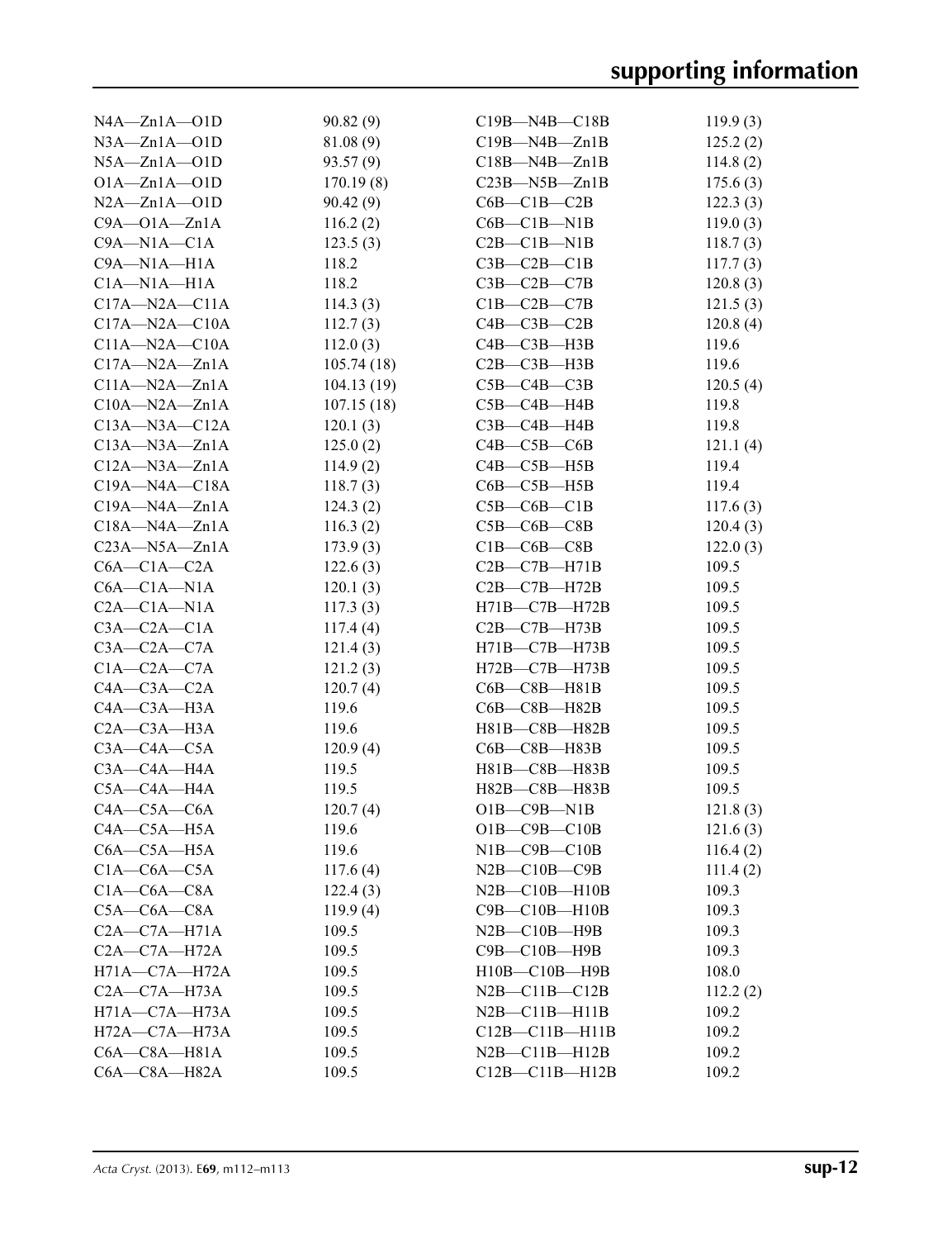| | | | |
|---|---|---|---|
| N4A—Zn1A—O1D | 90.82 (9) | C19B—N4B—C18B | 119.9 (3) |
| N3A—Zn1A—O1D | 81.08 (9) | C19B—N4B—Zn1B | 125.2 (2) |
| N5A—Zn1A—O1D | 93.57 (9) | C18B—N4B—Zn1B | 114.8 (2) |
| O1A—Zn1A—O1D | 170.19 (8) | C23B—N5B—Zn1B | 175.6 (3) |
| N2A—Zn1A—O1D | 90.42 (9) | C6B—C1B—C2B | 122.3 (3) |
| C9A—O1A—Zn1A | 116.2 (2) | C6B—C1B—N1B | 119.0 (3) |
| C9A—N1A—C1A | 123.5 (3) | C2B—C1B—N1B | 118.7 (3) |
| C9A—N1A—H1A | 118.2 | C3B—C2B—C1B | 117.7 (3) |
| C1A—N1A—H1A | 118.2 | C3B—C2B—C7B | 120.8 (3) |
| C17A—N2A—C11A | 114.3 (3) | C1B—C2B—C7B | 121.5 (3) |
| C17A—N2A—C10A | 112.7 (3) | C4B—C3B—C2B | 120.8 (4) |
| C11A—N2A—C10A | 112.0 (3) | C4B—C3B—H3B | 119.6 |
| C17A—N2A—Zn1A | 105.74 (18) | C2B—C3B—H3B | 119.6 |
| C11A—N2A—Zn1A | 104.13 (19) | C5B—C4B—C3B | 120.5 (4) |
| C10A—N2A—Zn1A | 107.15 (18) | C5B—C4B—H4B | 119.8 |
| C13A—N3A—C12A | 120.1 (3) | C3B—C4B—H4B | 119.8 |
| C13A—N3A—Zn1A | 125.0 (2) | C4B—C5B—C6B | 121.1 (4) |
| C12A—N3A—Zn1A | 114.9 (2) | C4B—C5B—H5B | 119.4 |
| C19A—N4A—C18A | 118.7 (3) | C6B—C5B—H5B | 119.4 |
| C19A—N4A—Zn1A | 124.3 (2) | C5B—C6B—C1B | 117.6 (3) |
| C18A—N4A—Zn1A | 116.3 (2) | C5B—C6B—C8B | 120.4 (3) |
| C23A—N5A—Zn1A | 173.9 (3) | C1B—C6B—C8B | 122.0 (3) |
| C6A—C1A—C2A | 122.6 (3) | C2B—C7B—H71B | 109.5 |
| C6A—C1A—N1A | 120.1 (3) | C2B—C7B—H72B | 109.5 |
| C2A—C1A—N1A | 117.3 (3) | H71B—C7B—H72B | 109.5 |
| C3A—C2A—C1A | 117.4 (4) | C2B—C7B—H73B | 109.5 |
| C3A—C2A—C7A | 121.4 (3) | H71B—C7B—H73B | 109.5 |
| C1A—C2A—C7A | 121.2 (3) | H72B—C7B—H73B | 109.5 |
| C4A—C3A—C2A | 120.7 (4) | C6B—C8B—H81B | 109.5 |
| C4A—C3A—H3A | 119.6 | C6B—C8B—H82B | 109.5 |
| C2A—C3A—H3A | 119.6 | H81B—C8B—H82B | 109.5 |
| C3A—C4A—C5A | 120.9 (4) | C6B—C8B—H83B | 109.5 |
| C3A—C4A—H4A | 119.5 | H81B—C8B—H83B | 109.5 |
| C5A—C4A—H4A | 119.5 | H82B—C8B—H83B | 109.5 |
| C4A—C5A—C6A | 120.7 (4) | O1B—C9B—N1B | 121.8 (3) |
| C4A—C5A—H5A | 119.6 | O1B—C9B—C10B | 121.6 (3) |
| C6A—C5A—H5A | 119.6 | N1B—C9B—C10B | 116.4 (2) |
| C1A—C6A—C5A | 117.6 (4) | N2B—C10B—C9B | 111.4 (2) |
| C1A—C6A—C8A | 122.4 (3) | N2B—C10B—H10B | 109.3 |
| C5A—C6A—C8A | 119.9 (4) | C9B—C10B—H10B | 109.3 |
| C2A—C7A—H71A | 109.5 | N2B—C10B—H9B | 109.3 |
| C2A—C7A—H72A | 109.5 | C9B—C10B—H9B | 109.3 |
| H71A—C7A—H72A | 109.5 | H10B—C10B—H9B | 108.0 |
| C2A—C7A—H73A | 109.5 | N2B—C11B—C12B | 112.2 (2) |
| H71A—C7A—H73A | 109.5 | N2B—C11B—H11B | 109.2 |
| H72A—C7A—H73A | 109.5 | C12B—C11B—H11B | 109.2 |
| C6A—C8A—H81A | 109.5 | N2B—C11B—H12B | 109.2 |
| C6A—C8A—H82A | 109.5 | C12B—C11B—H12B | 109.2 |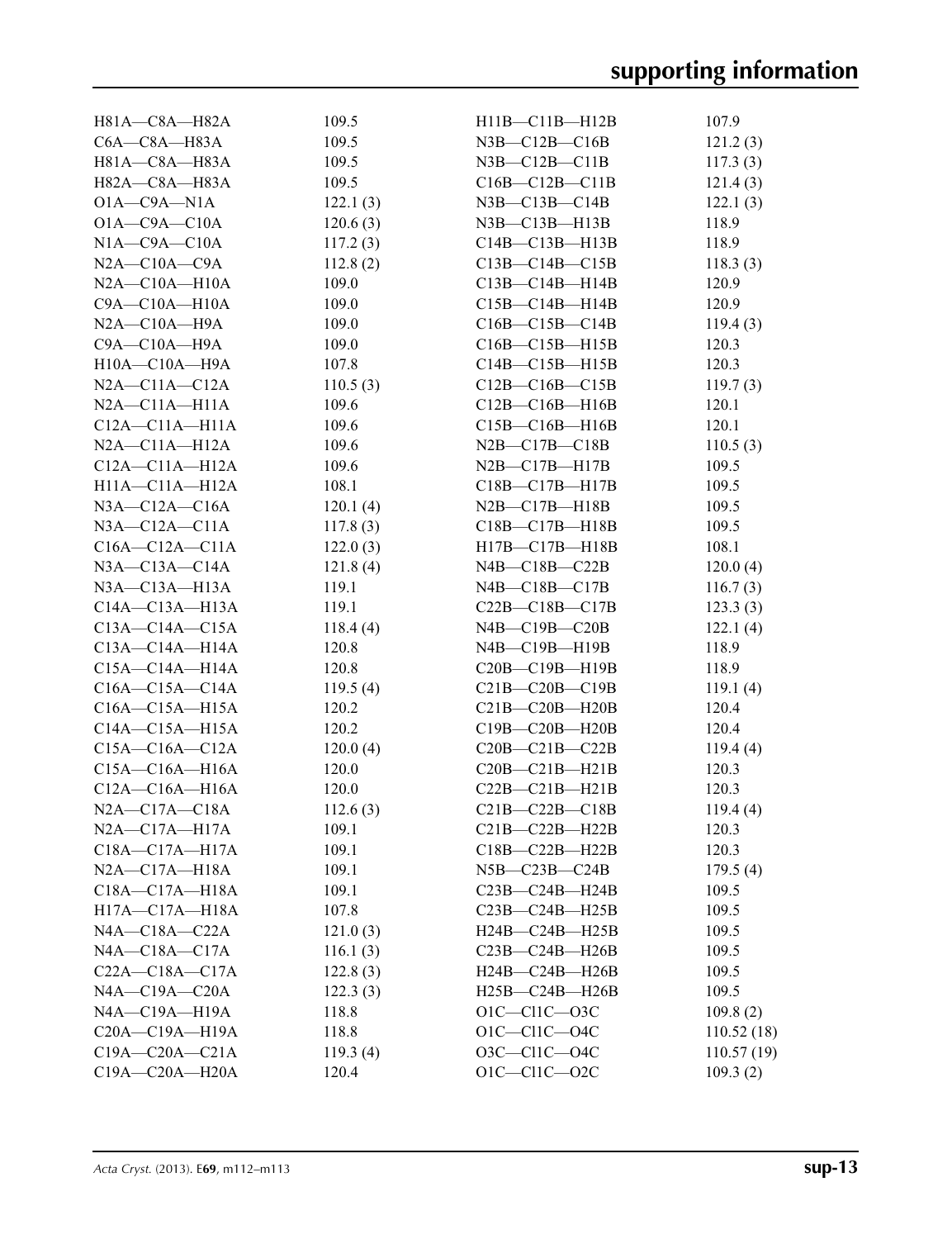| | | | |
|---|---|---|---|
| H81A—C8A—H82A | 109.5 | H11B—C11B—H12B | 107.9 |
| C6A—C8A—H83A | 109.5 | N3B—C12B—C16B | 121.2 (3) |
| H81A—C8A—H83A | 109.5 | N3B—C12B—C11B | 117.3 (3) |
| H82A—C8A—H83A | 109.5 | C16B—C12B—C11B | 121.4 (3) |
| O1A—C9A—N1A | 122.1 (3) | N3B—C13B—C14B | 122.1 (3) |
| O1A—C9A—C10A | 120.6 (3) | N3B—C13B—H13B | 118.9 |
| N1A—C9A—C10A | 117.2 (3) | C14B—C13B—H13B | 118.9 |
| N2A—C10A—C9A | 112.8 (2) | C13B—C14B—C15B | 118.3 (3) |
| N2A—C10A—H10A | 109.0 | C13B—C14B—H14B | 120.9 |
| C9A—C10A—H10A | 109.0 | C15B—C14B—H14B | 120.9 |
| N2A—C10A—H9A | 109.0 | C16B—C15B—C14B | 119.4 (3) |
| C9A—C10A—H9A | 109.0 | C16B—C15B—H15B | 120.3 |
| H10A—C10A—H9A | 107.8 | C14B—C15B—H15B | 120.3 |
| N2A—C11A—C12A | 110.5 (3) | C12B—C16B—C15B | 119.7 (3) |
| N2A—C11A—H11A | 109.6 | C12B—C16B—H16B | 120.1 |
| C12A—C11A—H11A | 109.6 | C15B—C16B—H16B | 120.1 |
| N2A—C11A—H12A | 109.6 | N2B—C17B—C18B | 110.5 (3) |
| C12A—C11A—H12A | 109.6 | N2B—C17B—H17B | 109.5 |
| H11A—C11A—H12A | 108.1 | C18B—C17B—H17B | 109.5 |
| N3A—C12A—C16A | 120.1 (4) | N2B—C17B—H18B | 109.5 |
| N3A—C12A—C11A | 117.8 (3) | C18B—C17B—H18B | 109.5 |
| C16A—C12A—C11A | 122.0 (3) | H17B—C17B—H18B | 108.1 |
| N3A—C13A—C14A | 121.8 (4) | N4B—C18B—C22B | 120.0 (4) |
| N3A—C13A—H13A | 119.1 | N4B—C18B—C17B | 116.7 (3) |
| C14A—C13A—H13A | 119.1 | C22B—C18B—C17B | 123.3 (3) |
| C13A—C14A—C15A | 118.4 (4) | N4B—C19B—C20B | 122.1 (4) |
| C13A—C14A—H14A | 120.8 | N4B—C19B—H19B | 118.9 |
| C15A—C14A—H14A | 120.8 | C20B—C19B—H19B | 118.9 |
| C16A—C15A—C14A | 119.5 (4) | C21B—C20B—C19B | 119.1 (4) |
| C16A—C15A—H15A | 120.2 | C21B—C20B—H20B | 120.4 |
| C14A—C15A—H15A | 120.2 | C19B—C20B—H20B | 120.4 |
| C15A—C16A—C12A | 120.0 (4) | C20B—C21B—C22B | 119.4 (4) |
| C15A—C16A—H16A | 120.0 | C20B—C21B—H21B | 120.3 |
| C12A—C16A—H16A | 120.0 | C22B—C21B—H21B | 120.3 |
| N2A—C17A—C18A | 112.6 (3) | C21B—C22B—C18B | 119.4 (4) |
| N2A—C17A—H17A | 109.1 | C21B—C22B—H22B | 120.3 |
| C18A—C17A—H17A | 109.1 | C18B—C22B—H22B | 120.3 |
| N2A—C17A—H18A | 109.1 | N5B—C23B—C24B | 179.5 (4) |
| C18A—C17A—H18A | 109.1 | C23B—C24B—H24B | 109.5 |
| H17A—C17A—H18A | 107.8 | C23B—C24B—H25B | 109.5 |
| N4A—C18A—C22A | 121.0 (3) | H24B—C24B—H25B | 109.5 |
| N4A—C18A—C17A | 116.1 (3) | C23B—C24B—H26B | 109.5 |
| C22A—C18A—C17A | 122.8 (3) | H24B—C24B—H26B | 109.5 |
| N4A—C19A—C20A | 122.3 (3) | H25B—C24B—H26B | 109.5 |
| N4A—C19A—H19A | 118.8 | O1C—Cl1C—O3C | 109.8 (2) |
| C20A—C19A—H19A | 118.8 | O1C—Cl1C—O4C | 110.52 (18) |
| C19A—C20A—C21A | 119.3 (4) | O3C—Cl1C—O4C | 110.57 (19) |
| C19A—C20A—H20A | 120.4 | O1C—Cl1C—O2C | 109.3 (2) |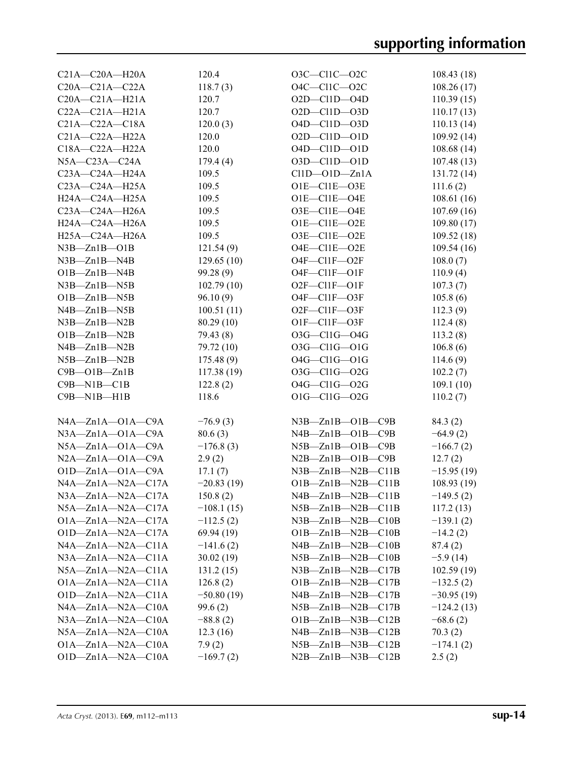| | | | |
|---|---|---|---|
| C21A—C20A—H20A | 120.4 | O3C—Cl1C—O2C | 108.43 (18) |
| C20A—C21A—C22A | 118.7 (3) | O4C—Cl1C—O2C | 108.26 (17) |
| C20A—C21A—H21A | 120.7 | O2D—Cl1D—O4D | 110.39 (15) |
| C22A—C21A—H21A | 120.7 | O2D—Cl1D—O3D | 110.17 (13) |
| C21A—C22A—C18A | 120.0 (3) | O4D—Cl1D—O3D | 110.13 (14) |
| C21A—C22A—H22A | 120.0 | O2D—Cl1D—O1D | 109.92 (14) |
| C18A—C22A—H22A | 120.0 | O4D—Cl1D—O1D | 108.68 (14) |
| N5A—C23A—C24A | 179.4 (4) | O3D—Cl1D—O1D | 107.48 (13) |
| C23A—C24A—H24A | 109.5 | Cl1D—O1D—Zn1A | 131.72 (14) |
| C23A—C24A—H25A | 109.5 | O1E—Cl1E—O3E | 111.6 (2) |
| H24A—C24A—H25A | 109.5 | O1E—Cl1E—O4E | 108.61 (16) |
| C23A—C24A—H26A | 109.5 | O3E—Cl1E—O4E | 107.69 (16) |
| H24A—C24A—H26A | 109.5 | O1E—Cl1E—O2E | 109.80 (17) |
| H25A—C24A—H26A | 109.5 | O3E—Cl1E—O2E | 109.52 (18) |
| N3B—Zn1B—O1B | 121.54 (9) | O4E—Cl1E—O2E | 109.54 (16) |
| N3B—Zn1B—N4B | 129.65 (10) | O4F—Cl1F—O2F | 108.0 (7) |
| O1B—Zn1B—N4B | 99.28 (9) | O4F—Cl1F—O1F | 110.9 (4) |
| N3B—Zn1B—N5B | 102.79 (10) | O2F—Cl1F—O1F | 107.3 (7) |
| O1B—Zn1B—N5B | 96.10 (9) | O4F—Cl1F—O3F | 105.8 (6) |
| N4B—Zn1B—N5B | 100.51 (11) | O2F—Cl1F—O3F | 112.3 (9) |
| N3B—Zn1B—N2B | 80.29 (10) | O1F—Cl1F—O3F | 112.4 (8) |
| O1B—Zn1B—N2B | 79.43 (8) | O3G—Cl1G—O4G | 113.2 (8) |
| N4B—Zn1B—N2B | 79.72 (10) | O3G—Cl1G—O1G | 106.8 (6) |
| N5B—Zn1B—N2B | 175.48 (9) | O4G—Cl1G—O1G | 114.6 (9) |
| C9B—O1B—Zn1B | 117.38 (19) | O3G—Cl1G—O2G | 102.2 (7) |
| C9B—N1B—C1B | 122.8 (2) | O4G—Cl1G—O2G | 109.1 (10) |
| C9B—N1B—H1B | 118.6 | O1G—Cl1G—O2G | 110.2 (7) |

| | | | |
|---|---|---|---|
| N4A—Zn1A—O1A—C9A | −76.9 (3) | N3B—Zn1B—O1B—C9B | 84.3 (2) |
| N3A—Zn1A—O1A—C9A | 80.6 (3) | N4B—Zn1B—O1B—C9B | −64.9 (2) |
| N5A—Zn1A—O1A—C9A | −176.8 (3) | N5B—Zn1B—O1B—C9B | −166.7 (2) |
| N2A—Zn1A—O1A—C9A | 2.9 (2) | N2B—Zn1B—O1B—C9B | 12.7 (2) |
| O1D—Zn1A—O1A—C9A | 17.1 (7) | N3B—Zn1B—N2B—C11B | −15.95 (19) |
| N4A—Zn1A—N2A—C17A | −20.83 (19) | O1B—Zn1B—N2B—C11B | 108.93 (19) |
| N3A—Zn1A—N2A—C17A | 150.8 (2) | N4B—Zn1B—N2B—C11B | −149.5 (2) |
| N5A—Zn1A—N2A—C17A | −108.1 (15) | N5B—Zn1B—N2B—C11B | 117.2 (13) |
| O1A—Zn1A—N2A—C17A | −112.5 (2) | N3B—Zn1B—N2B—C10B | −139.1 (2) |
| O1D—Zn1A—N2A—C17A | 69.94 (19) | O1B—Zn1B—N2B—C10B | −14.2 (2) |
| N4A—Zn1A—N2A—C11A | −141.6 (2) | N4B—Zn1B—N2B—C10B | 87.4 (2) |
| N3A—Zn1A—N2A—C11A | 30.02 (19) | N5B—Zn1B—N2B—C10B | −5.9 (14) |
| N5A—Zn1A—N2A—C11A | 131.2 (15) | N3B—Zn1B—N2B—C17B | 102.59 (19) |
| O1A—Zn1A—N2A—C11A | 126.8 (2) | O1B—Zn1B—N2B—C17B | −132.5 (2) |
| O1D—Zn1A—N2A—C11A | −50.80 (19) | N4B—Zn1B—N2B—C17B | −30.95 (19) |
| N4A—Zn1A—N2A—C10A | 99.6 (2) | N5B—Zn1B—N2B—C17B | −124.2 (13) |
| N3A—Zn1A—N2A—C10A | −88.8 (2) | O1B—Zn1B—N3B—C12B | −68.6 (2) |
| N5A—Zn1A—N2A—C10A | 12.3 (16) | N4B—Zn1B—N3B—C12B | 70.3 (2) |
| O1A—Zn1A—N2A—C10A | 7.9 (2) | N5B—Zn1B—N3B—C12B | −174.1 (2) |
| O1D—Zn1A—N2A—C10A | −169.7 (2) | N2B—Zn1B—N3B—C12B | 2.5 (2) |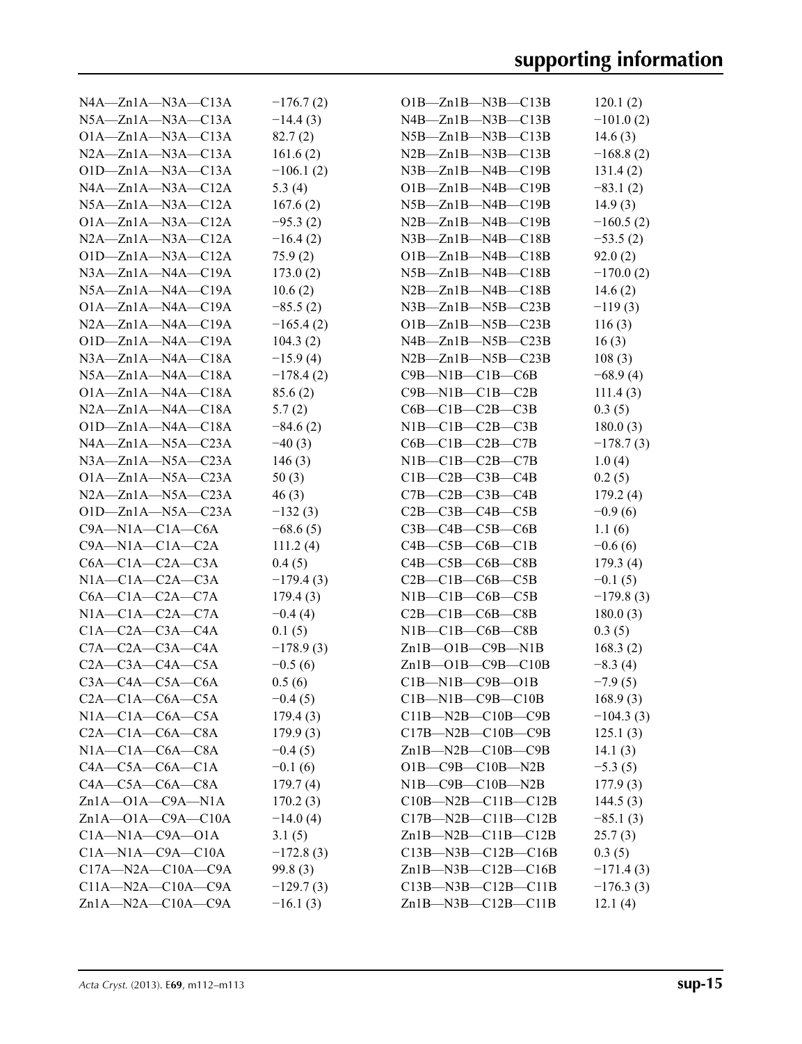| | |
|---|---|
| N4A—Zn1A—N3A—C13A | −176.7 (2) |
| N5A—Zn1A—N3A—C13A | −14.4 (3) |
| O1A—Zn1A—N3A—C13A | 82.7 (2) |
| N2A—Zn1A—N3A—C13A | 161.6 (2) |
| O1D—Zn1A—N3A—C13A | −106.1 (2) |
| N4A—Zn1A—N3A—C12A | 5.3 (4) |
| N5A—Zn1A—N3A—C12A | 167.6 (2) |
| O1A—Zn1A—N3A—C12A | −95.3 (2) |
| N2A—Zn1A—N3A—C12A | −16.4 (2) |
| O1D—Zn1A—N3A—C12A | 75.9 (2) |
| N3A—Zn1A—N4A—C19A | 173.0 (2) |
| N5A—Zn1A—N4A—C19A | 10.6 (2) |
| O1A—Zn1A—N4A—C19A | −85.5 (2) |
| N2A—Zn1A—N4A—C19A | −165.4 (2) |
| O1D—Zn1A—N4A—C19A | 104.3 (2) |
| N3A—Zn1A—N4A—C18A | −15.9 (4) |
| N5A—Zn1A—N4A—C18A | −178.4 (2) |
| O1A—Zn1A—N4A—C18A | 85.6 (2) |
| N2A—Zn1A—N4A—C18A | 5.7 (2) |
| O1D—Zn1A—N4A—C18A | −84.6 (2) |
| N4A—Zn1A—N5A—C23A | −40 (3) |
| N3A—Zn1A—N5A—C23A | 146 (3) |
| O1A—Zn1A—N5A—C23A | 50 (3) |
| N2A—Zn1A—N5A—C23A | 46 (3) |
| O1D—Zn1A—N5A—C23A | −132 (3) |
| C9A—N1A—C1A—C6A | −68.6 (5) |
| C9A—N1A—C1A—C2A | 111.2 (4) |
| C6A—C1A—C2A—C3A | 0.4 (5) |
| N1A—C1A—C2A—C3A | −179.4 (3) |
| C6A—C1A—C2A—C7A | 179.4 (3) |
| N1A—C1A—C2A—C7A | −0.4 (4) |
| C1A—C2A—C3A—C4A | 0.1 (5) |
| C7A—C2A—C3A—C4A | −178.9 (3) |
| C2A—C3A—C4A—C5A | −0.5 (6) |
| C3A—C4A—C5A—C6A | 0.5 (6) |
| C2A—C1A—C6A—C5A | −0.4 (5) |
| N1A—C1A—C6A—C5A | 179.4 (3) |
| C2A—C1A—C6A—C8A | 179.9 (3) |
| N1A—C1A—C6A—C8A | −0.4 (5) |
| C4A—C5A—C6A—C1A | −0.1 (6) |
| C4A—C5A—C6A—C8A | 179.7 (4) |
| Zn1A—O1A—C9A—N1A | 170.2 (3) |
| Zn1A—O1A—C9A—C10A | −14.0 (4) |
| C1A—N1A—C9A—O1A | 3.1 (5) |
| C1A—N1A—C9A—C10A | −172.8 (3) |
| C17A—N2A—C10A—C9A | 99.8 (3) |
| C11A—N2A—C10A—C9A | −129.7 (3) |
| Zn1A—N2A—C10A—C9A | −16.1 (3) |
| O1B—Zn1B—N3B—C13B | 120.1 (2) |
| N4B—Zn1B—N3B—C13B | −101.0 (2) |
| N5B—Zn1B—N3B—C13B | 14.6 (3) |
| N2B—Zn1B—N3B—C13B | −168.8 (2) |
| N3B—Zn1B—N4B—C19B | 131.4 (2) |
| O1B—Zn1B—N4B—C19B | −83.1 (2) |
| N5B—Zn1B—N4B—C19B | 14.9 (3) |
| N2B—Zn1B—N4B—C19B | −160.5 (2) |
| N3B—Zn1B—N4B—C18B | −53.5 (2) |
| O1B—Zn1B—N4B—C18B | 92.0 (2) |
| N5B—Zn1B—N4B—C18B | −170.0 (2) |
| N2B—Zn1B—N4B—C18B | 14.6 (2) |
| N3B—Zn1B—N5B—C23B | −119 (3) |
| O1B—Zn1B—N5B—C23B | 116 (3) |
| N4B—Zn1B—N5B—C23B | 16 (3) |
| N2B—Zn1B—N5B—C23B | 108 (3) |
| C9B—N1B—C1B—C6B | −68.9 (4) |
| C9B—N1B—C1B—C2B | 111.4 (3) |
| C6B—C1B—C2B—C3B | 0.3 (5) |
| N1B—C1B—C2B—C3B | 180.0 (3) |
| C6B—C1B—C2B—C7B | −178.7 (3) |
| N1B—C1B—C2B—C7B | 1.0 (4) |
| C1B—C2B—C3B—C4B | 0.2 (5) |
| C7B—C2B—C3B—C4B | 179.2 (4) |
| C2B—C3B—C4B—C5B | −0.9 (6) |
| C3B—C4B—C5B—C6B | 1.1 (6) |
| C4B—C5B—C6B—C1B | −0.6 (6) |
| C4B—C5B—C6B—C8B | 179.3 (4) |
| C2B—C1B—C6B—C5B | −0.1 (5) |
| N1B—C1B—C6B—C5B | −179.8 (3) |
| C2B—C1B—C6B—C8B | 180.0 (3) |
| N1B—C1B—C6B—C8B | 0.3 (5) |
| Zn1B—O1B—C9B—N1B | 168.3 (2) |
| Zn1B—O1B—C9B—C10B | −8.3 (4) |
| C1B—N1B—C9B—O1B | −7.9 (5) |
| C1B—N1B—C9B—C10B | 168.9 (3) |
| C11B—N2B—C10B—C9B | −104.3 (3) |
| C17B—N2B—C10B—C9B | 125.1 (3) |
| Zn1B—N2B—C10B—C9B | 14.1 (3) |
| O1B—C9B—C10B—N2B | −5.3 (5) |
| N1B—C9B—C10B—N2B | 177.9 (3) |
| C10B—N2B—C11B—C12B | 144.5 (3) |
| C17B—N2B—C11B—C12B | −85.1 (3) |
| Zn1B—N2B—C11B—C12B | 25.7 (3) |
| C13B—N3B—C12B—C16B | 0.3 (5) |
| Zn1B—N3B—C12B—C16B | −171.4 (3) |
| C13B—N3B—C12B—C11B | −176.3 (3) |
| Zn1B—N3B—C12B—C11B | 12.1 (4) |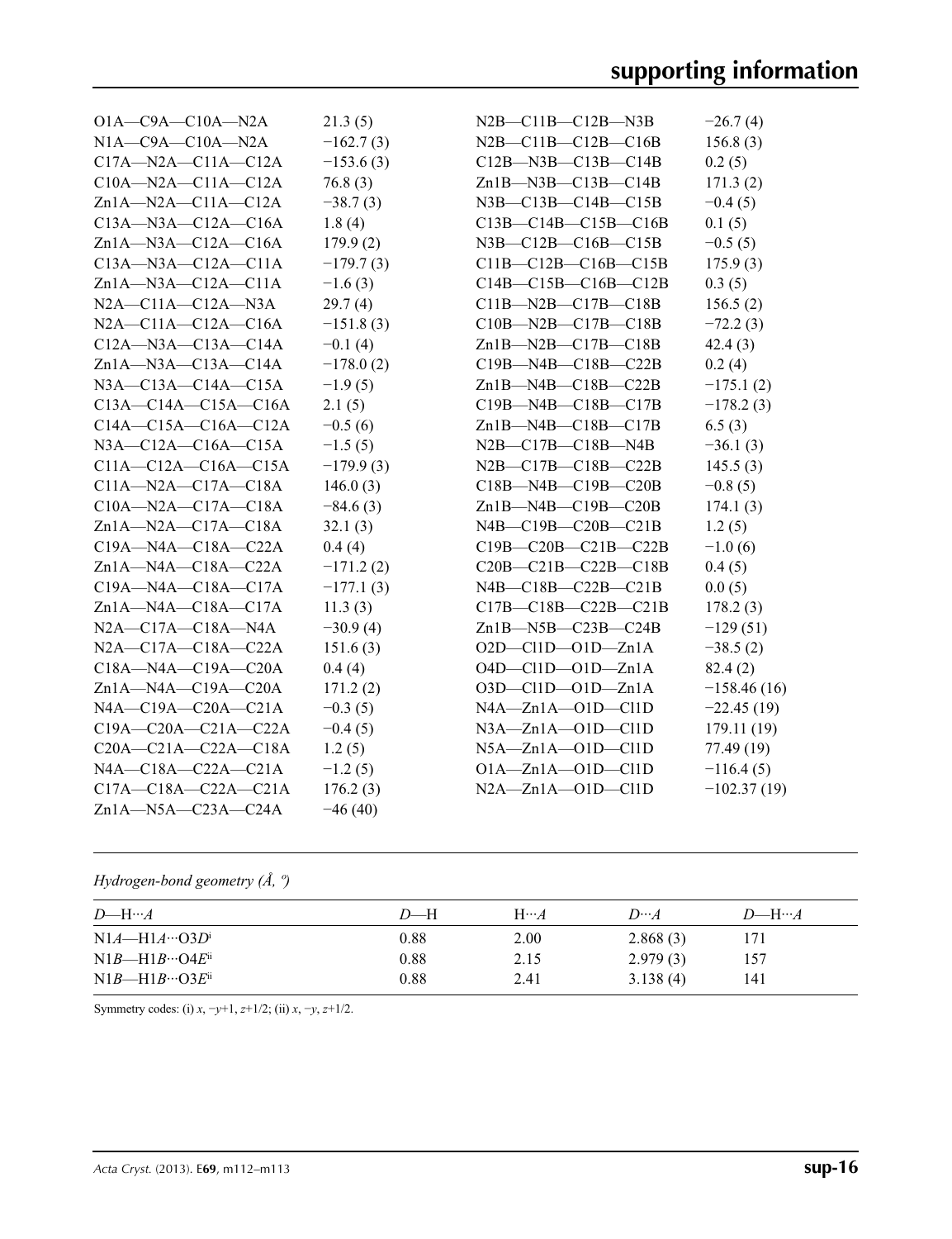| | | | |
|---|---|---|---|
| O1A—C9A—C10A—N2A | 21.3 (5) | N2B—C11B—C12B—N3B | −26.7 (4) |
| N1A—C9A—C10A—N2A | −162.7 (3) | N2B—C11B—C12B—C16B | 156.8 (3) |
| C17A—N2A—C11A—C12A | −153.6 (3) | C12B—N3B—C13B—C14B | 0.2 (5) |
| C10A—N2A—C11A—C12A | 76.8 (3) | Zn1B—N3B—C13B—C14B | 171.3 (2) |
| Zn1A—N2A—C11A—C12A | −38.7 (3) | N3B—C13B—C14B—C15B | −0.4 (5) |
| C13A—N3A—C12A—C16A | 1.8 (4) | C13B—C14B—C15B—C16B | 0.1 (5) |
| Zn1A—N3A—C12A—C16A | 179.9 (2) | N3B—C12B—C16B—C15B | −0.5 (5) |
| C13A—N3A—C12A—C11A | −179.7 (3) | C11B—C12B—C16B—C15B | 175.9 (3) |
| Zn1A—N3A—C12A—C11A | −1.6 (3) | C14B—C15B—C16B—C12B | 0.3 (5) |
| N2A—C11A—C12A—N3A | 29.7 (4) | C11B—N2B—C17B—C18B | 156.5 (2) |
| N2A—C11A—C12A—C16A | −151.8 (3) | C10B—N2B—C17B—C18B | −72.2 (3) |
| C12A—N3A—C13A—C14A | −0.1 (4) | Zn1B—N2B—C17B—C18B | 42.4 (3) |
| Zn1A—N3A—C13A—C14A | −178.0 (2) | C19B—N4B—C18B—C22B | 0.2 (4) |
| N3A—C13A—C14A—C15A | −1.9 (5) | Zn1B—N4B—C18B—C22B | −175.1 (2) |
| C13A—C14A—C15A—C16A | 2.1 (5) | C19B—N4B—C18B—C17B | −178.2 (3) |
| C14A—C15A—C16A—C12A | −0.5 (6) | Zn1B—N4B—C18B—C17B | 6.5 (3) |
| N3A—C12A—C16A—C15A | −1.5 (5) | N2B—C17B—C18B—N4B | −36.1 (3) |
| C11A—C12A—C16A—C15A | −179.9 (3) | N2B—C17B—C18B—C22B | 145.5 (3) |
| C11A—N2A—C17A—C18A | 146.0 (3) | C18B—N4B—C19B—C20B | −0.8 (5) |
| C10A—N2A—C17A—C18A | −84.6 (3) | Zn1B—N4B—C19B—C20B | 174.1 (3) |
| Zn1A—N2A—C17A—C18A | 32.1 (3) | N4B—C19B—C20B—C21B | 1.2 (5) |
| C19A—N4A—C18A—C22A | 0.4 (4) | C19B—C20B—C21B—C22B | −1.0 (6) |
| Zn1A—N4A—C18A—C22A | −171.2 (2) | C20B—C21B—C22B—C18B | 0.4 (5) |
| C19A—N4A—C18A—C17A | −177.1 (3) | N4B—C18B—C22B—C21B | 0.0 (5) |
| Zn1A—N4A—C18A—C17A | 11.3 (3) | C17B—C18B—C22B—C21B | 178.2 (3) |
| N2A—C17A—C18A—N4A | −30.9 (4) | Zn1B—N5B—C23B—C24B | −129 (51) |
| N2A—C17A—C18A—C22A | 151.6 (3) | O2D—Cl1D—O1D—Zn1A | −38.5 (2) |
| C18A—N4A—C19A—C20A | 0.4 (4) | O4D—Cl1D—O1D—Zn1A | 82.4 (2) |
| Zn1A—N4A—C19A—C20A | 171.2 (2) | O3D—Cl1D—O1D—Zn1A | −158.46 (16) |
| N4A—C19A—C20A—C21A | −0.3 (5) | N4A—Zn1A—O1D—Cl1D | −22.45 (19) |
| C19A—C20A—C21A—C22A | −0.4 (5) | N3A—Zn1A—O1D—Cl1D | 179.11 (19) |
| C20A—C21A—C22A—C18A | 1.2 (5) | N5A—Zn1A—O1D—Cl1D | 77.49 (19) |
| N4A—C18A—C22A—C21A | −1.2 (5) | O1A—Zn1A—O1D—Cl1D | −116.4 (5) |
| C17A—C18A—C22A—C21A | 176.2 (3) | N2A—Zn1A—O1D—Cl1D | −102.37 (19) |
| Zn1A—N5A—C23A—C24A | −46 (40) | | |

*Hydrogen-bond geometry (Å, º)*

| *D*—H···*A* | *D*—H | H···*A* | *D*···*A* | *D*—H···*A* |
|---|---|---|---|---|
| N1*A*—H1*A*···O3*D*[i] | 0.88 | 2.00 | 2.868 (3) | 171 |
| N1*B*—H1*B*···O4*E*[ii] | 0.88 | 2.15 | 2.979 (3) | 157 |
| N1*B*—H1*B*···O3*E*[ii] | 0.88 | 2.41 | 3.138 (4) | 141 |

Symmetry codes: (i) *x*, −*y*+1, *z*+1/2; (ii) *x*, −*y*, *z*+1/2.